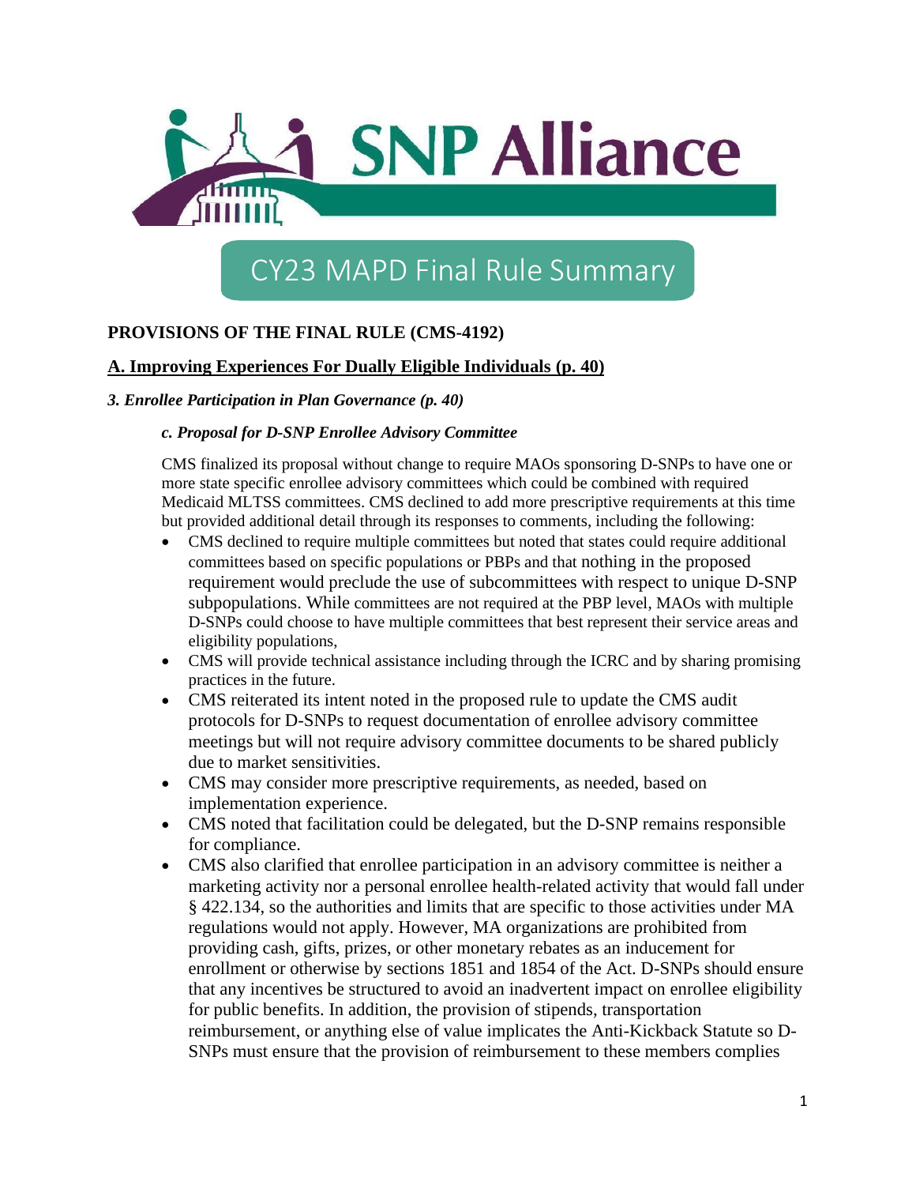# SNP Alliance

## CY23 MAPD Final Rule Summary

**PROVISIONS OF THE FINAL RULE (CMS-4192)**

**A. Improving Experiences For Dually Eligible Individuals (p. 40)**

***3. Enrollee Participation in Plan Governance (p. 40)***

***c. Proposal for D-SNP Enrollee Advisory Committee***

CMS finalized its proposal without change to require MAOs sponsoring D-SNPs to have one or more state specific enrollee advisory committees which could be combined with required Medicaid MLTSS committees. CMS declined to add more prescriptive requirements at this time but provided additional detail through its responses to comments, including the following:

- CMS declined to require multiple committees but noted that states could require additional committees based on specific populations or PBPs and that nothing in the proposed requirement would preclude the use of subcommittees with respect to unique D-SNP subpopulations. While committees are not required at the PBP level, MAOs with multiple D-SNPs could choose to have multiple committees that best represent their service areas and eligibility populations,
- CMS will provide technical assistance including through the ICRC and by sharing promising practices in the future.
- CMS reiterated its intent noted in the proposed rule to update the CMS audit protocols for D-SNPs to request documentation of enrollee advisory committee meetings but will not require advisory committee documents to be shared publicly due to market sensitivities.
- CMS may consider more prescriptive requirements, as needed, based on implementation experience.
- CMS noted that facilitation could be delegated, but the D-SNP remains responsible for compliance.
- CMS also clarified that enrollee participation in an advisory committee is neither a marketing activity nor a personal enrollee health-related activity that would fall under § 422.134, so the authorities and limits that are specific to those activities under MA regulations would not apply. However, MA organizations are prohibited from providing cash, gifts, prizes, or other monetary rebates as an inducement for enrollment or otherwise by sections 1851 and 1854 of the Act. D-SNPs should ensure that any incentives be structured to avoid an inadvertent impact on enrollee eligibility for public benefits. In addition, the provision of stipends, transportation reimbursement, or anything else of value implicates the Anti-Kickback Statute so D-SNPs must ensure that the provision of reimbursement to these members complies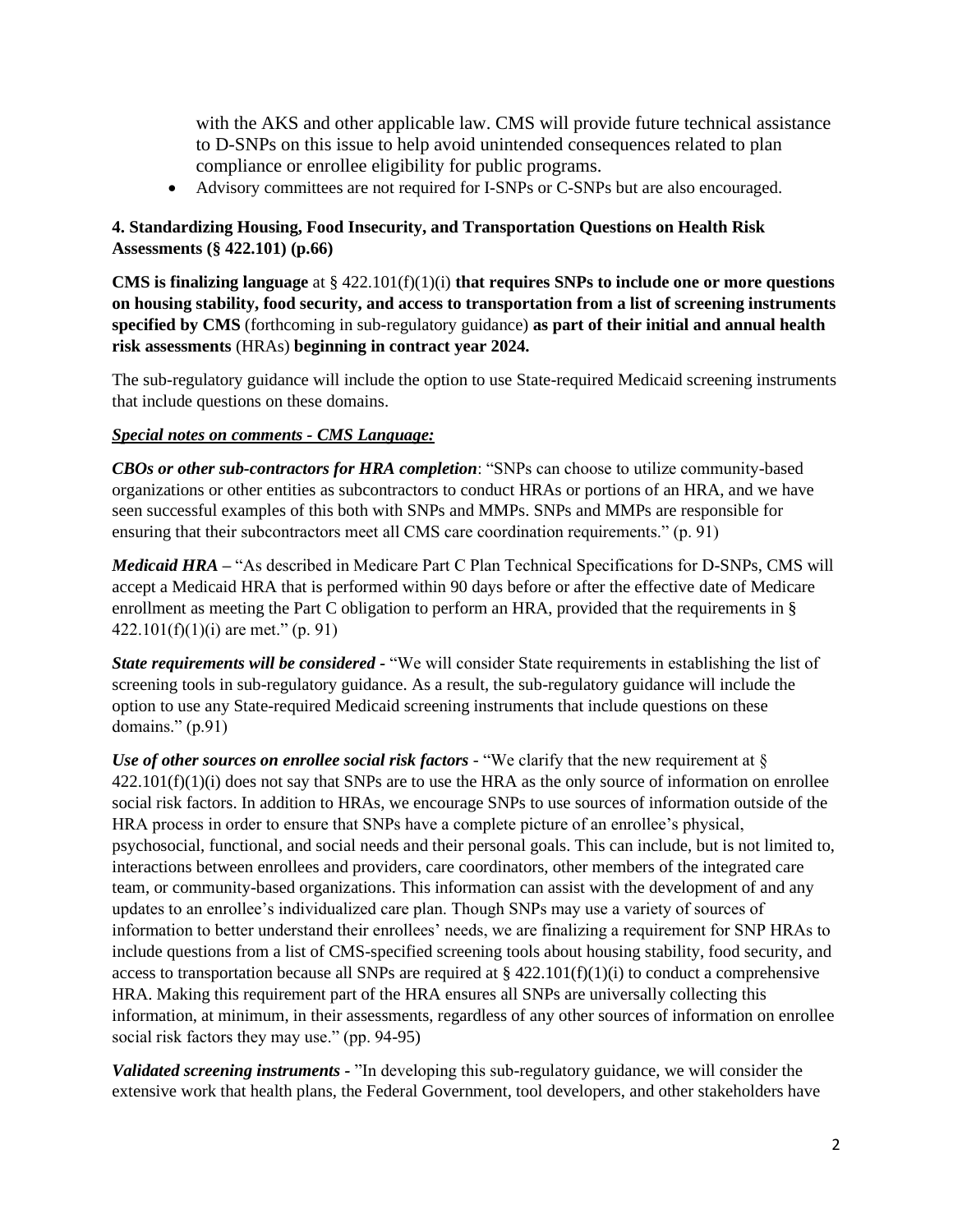with the AKS and other applicable law. CMS will provide future technical assistance to D-SNPs on this issue to help avoid unintended consequences related to plan compliance or enrollee eligibility for public programs.

- Advisory committees are not required for I-SNPs or C-SNPs but are also encouraged.

**4. Standardizing Housing, Food Insecurity, and Transportation Questions on Health Risk Assessments (§ 422.101) (p.66)**

**CMS is finalizing language** at § 422.101(f)(1)(i) **that requires SNPs to include one or more questions on housing stability, food security, and access to transportation from a list of screening instruments specified by CMS** (forthcoming in sub-regulatory guidance) **as part of their initial and annual health risk assessments** (HRAs) **beginning in contract year 2024.**

The sub-regulatory guidance will include the option to use State-required Medicaid screening instruments that include questions on these domains.

***Special notes on comments - CMS Language:***

***CBOs or other sub-contractors for HRA completion***: "SNPs can choose to utilize community-based organizations or other entities as subcontractors to conduct HRAs or portions of an HRA, and we have seen successful examples of this both with SNPs and MMPs. SNPs and MMPs are responsible for ensuring that their subcontractors meet all CMS care coordination requirements." (p. 91)

***Medicaid HRA*** – "As described in Medicare Part C Plan Technical Specifications for D-SNPs, CMS will accept a Medicaid HRA that is performed within 90 days before or after the effective date of Medicare enrollment as meeting the Part C obligation to perform an HRA, provided that the requirements in § 422.101(f)(1)(i) are met." (p. 91)

***State requirements will be considered*** - "We will consider State requirements in establishing the list of screening tools in sub-regulatory guidance. As a result, the sub-regulatory guidance will include the option to use any State-required Medicaid screening instruments that include questions on these domains." (p.91)

***Use of other sources on enrollee social risk factors*** - "We clarify that the new requirement at § 422.101(f)(1)(i) does not say that SNPs are to use the HRA as the only source of information on enrollee social risk factors. In addition to HRAs, we encourage SNPs to use sources of information outside of the HRA process in order to ensure that SNPs have a complete picture of an enrollee's physical, psychosocial, functional, and social needs and their personal goals. This can include, but is not limited to, interactions between enrollees and providers, care coordinators, other members of the integrated care team, or community-based organizations. This information can assist with the development of and any updates to an enrollee's individualized care plan. Though SNPs may use a variety of sources of information to better understand their enrollees' needs, we are finalizing a requirement for SNP HRAs to include questions from a list of CMS-specified screening tools about housing stability, food security, and access to transportation because all SNPs are required at § 422.101(f)(1)(i) to conduct a comprehensive HRA. Making this requirement part of the HRA ensures all SNPs are universally collecting this information, at minimum, in their assessments, regardless of any other sources of information on enrollee social risk factors they may use." (pp. 94-95)

***Validated screening instruments*** - "In developing this sub-regulatory guidance, we will consider the extensive work that health plans, the Federal Government, tool developers, and other stakeholders have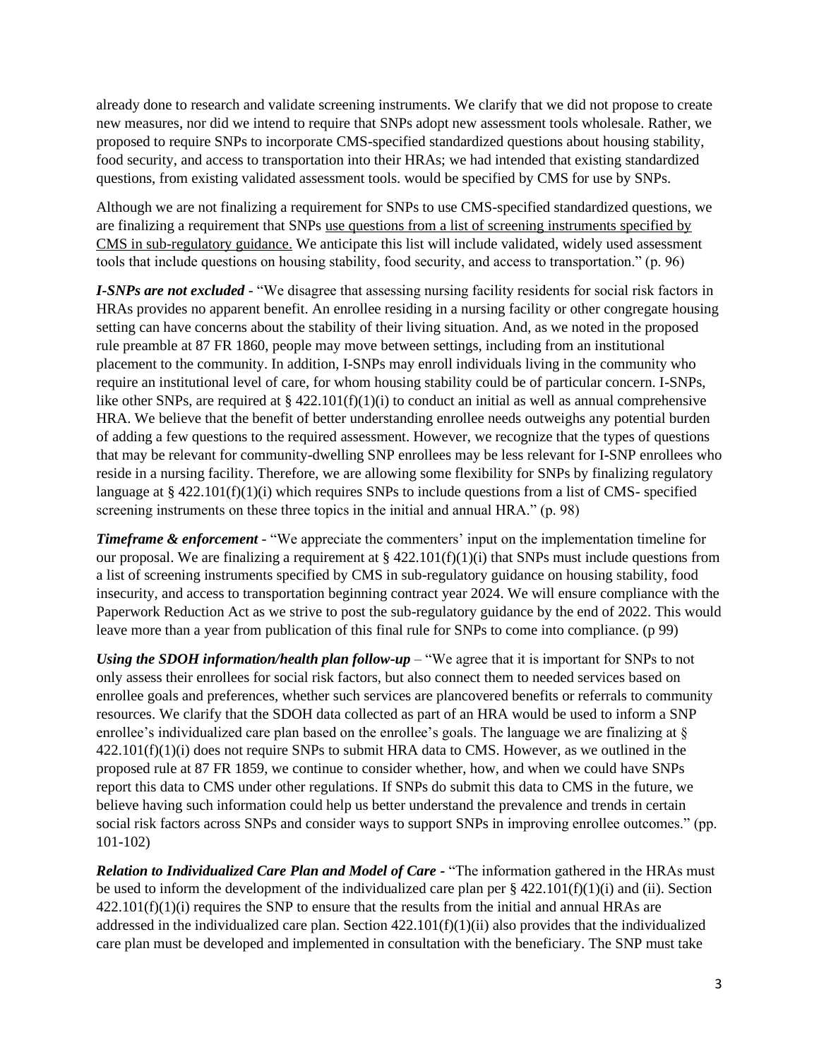already done to research and validate screening instruments. We clarify that we did not propose to create new measures, nor did we intend to require that SNPs adopt new assessment tools wholesale. Rather, we proposed to require SNPs to incorporate CMS-specified standardized questions about housing stability, food security, and access to transportation into their HRAs; we had intended that existing standardized questions, from existing validated assessment tools. would be specified by CMS for use by SNPs.

Although we are not finalizing a requirement for SNPs to use CMS-specified standardized questions, we are finalizing a requirement that SNPs <u>use questions from a list of screening instruments specified by CMS in sub-regulatory guidance.</u> We anticipate this list will include validated, widely used assessment tools that include questions on housing stability, food security, and access to transportation." (p. 96)

***I-SNPs are not excluded*** - "We disagree that assessing nursing facility residents for social risk factors in HRAs provides no apparent benefit. An enrollee residing in a nursing facility or other congregate housing setting can have concerns about the stability of their living situation. And, as we noted in the proposed rule preamble at 87 FR 1860, people may move between settings, including from an institutional placement to the community. In addition, I-SNPs may enroll individuals living in the community who require an institutional level of care, for whom housing stability could be of particular concern. I-SNPs, like other SNPs, are required at § 422.101(f)(1)(i) to conduct an initial as well as annual comprehensive HRA. We believe that the benefit of better understanding enrollee needs outweighs any potential burden of adding a few questions to the required assessment. However, we recognize that the types of questions that may be relevant for community-dwelling SNP enrollees may be less relevant for I-SNP enrollees who reside in a nursing facility. Therefore, we are allowing some flexibility for SNPs by finalizing regulatory language at § 422.101(f)(1)(i) which requires SNPs to include questions from a list of CMS- specified screening instruments on these three topics in the initial and annual HRA." (p. 98)

***Timeframe & enforcement*** - "We appreciate the commenters' input on the implementation timeline for our proposal. We are finalizing a requirement at § 422.101(f)(1)(i) that SNPs must include questions from a list of screening instruments specified by CMS in sub-regulatory guidance on housing stability, food insecurity, and access to transportation beginning contract year 2024. We will ensure compliance with the Paperwork Reduction Act as we strive to post the sub-regulatory guidance by the end of 2022. This would leave more than a year from publication of this final rule for SNPs to come into compliance. (p 99)

***Using the SDOH information/health plan follow-up*** – "We agree that it is important for SNPs to not only assess their enrollees for social risk factors, but also connect them to needed services based on enrollee goals and preferences, whether such services are plancovered benefits or referrals to community resources. We clarify that the SDOH data collected as part of an HRA would be used to inform a SNP enrollee's individualized care plan based on the enrollee's goals. The language we are finalizing at § 422.101(f)(1)(i) does not require SNPs to submit HRA data to CMS. However, as we outlined in the proposed rule at 87 FR 1859, we continue to consider whether, how, and when we could have SNPs report this data to CMS under other regulations. If SNPs do submit this data to CMS in the future, we believe having such information could help us better understand the prevalence and trends in certain social risk factors across SNPs and consider ways to support SNPs in improving enrollee outcomes." (pp. 101-102)

***Relation to Individualized Care Plan and Model of Care*** - "The information gathered in the HRAs must be used to inform the development of the individualized care plan per § 422.101(f)(1)(i) and (ii). Section 422.101(f)(1)(i) requires the SNP to ensure that the results from the initial and annual HRAs are addressed in the individualized care plan. Section 422.101(f)(1)(ii) also provides that the individualized care plan must be developed and implemented in consultation with the beneficiary. The SNP must take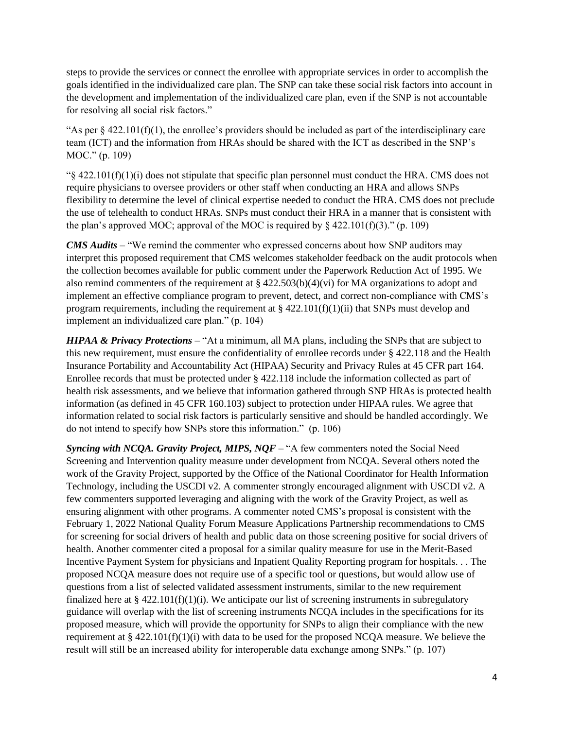steps to provide the services or connect the enrollee with appropriate services in order to accomplish the goals identified in the individualized care plan. The SNP can take these social risk factors into account in the development and implementation of the individualized care plan, even if the SNP is not accountable for resolving all social risk factors."

"As per § 422.101(f)(1), the enrollee's providers should be included as part of the interdisciplinary care team (ICT) and the information from HRAs should be shared with the ICT as described in the SNP's MOC." (p. 109)

"§ 422.101(f)(1)(i) does not stipulate that specific plan personnel must conduct the HRA. CMS does not require physicians to oversee providers or other staff when conducting an HRA and allows SNPs flexibility to determine the level of clinical expertise needed to conduct the HRA. CMS does not preclude the use of telehealth to conduct HRAs. SNPs must conduct their HRA in a manner that is consistent with the plan's approved MOC; approval of the MOC is required by § 422.101(f)(3)." (p. 109)

***CMS Audits*** – "We remind the commenter who expressed concerns about how SNP auditors may interpret this proposed requirement that CMS welcomes stakeholder feedback on the audit protocols when the collection becomes available for public comment under the Paperwork Reduction Act of 1995. We also remind commenters of the requirement at § 422.503(b)(4)(vi) for MA organizations to adopt and implement an effective compliance program to prevent, detect, and correct non-compliance with CMS's program requirements, including the requirement at § 422.101(f)(1)(ii) that SNPs must develop and implement an individualized care plan." (p. 104)

***HIPAA & Privacy Protections*** – "At a minimum, all MA plans, including the SNPs that are subject to this new requirement, must ensure the confidentiality of enrollee records under § 422.118 and the Health Insurance Portability and Accountability Act (HIPAA) Security and Privacy Rules at 45 CFR part 164. Enrollee records that must be protected under § 422.118 include the information collected as part of health risk assessments, and we believe that information gathered through SNP HRAs is protected health information (as defined in 45 CFR 160.103) subject to protection under HIPAA rules. We agree that information related to social risk factors is particularly sensitive and should be handled accordingly. We do not intend to specify how SNPs store this information." (p. 106)

***Syncing with NCQA. Gravity Project, MIPS, NQF*** – "A few commenters noted the Social Need Screening and Intervention quality measure under development from NCQA. Several others noted the work of the Gravity Project, supported by the Office of the National Coordinator for Health Information Technology, including the USCDI v2. A commenter strongly encouraged alignment with USCDI v2. A few commenters supported leveraging and aligning with the work of the Gravity Project, as well as ensuring alignment with other programs. A commenter noted CMS's proposal is consistent with the February 1, 2022 National Quality Forum Measure Applications Partnership recommendations to CMS for screening for social drivers of health and public data on those screening positive for social drivers of health. Another commenter cited a proposal for a similar quality measure for use in the Merit-Based Incentive Payment System for physicians and Inpatient Quality Reporting program for hospitals. . . The proposed NCQA measure does not require use of a specific tool or questions, but would allow use of questions from a list of selected validated assessment instruments, similar to the new requirement finalized here at § 422.101(f)(1)(i). We anticipate our list of screening instruments in subregulatory guidance will overlap with the list of screening instruments NCQA includes in the specifications for its proposed measure, which will provide the opportunity for SNPs to align their compliance with the new requirement at § 422.101(f)(1)(i) with data to be used for the proposed NCQA measure. We believe the result will still be an increased ability for interoperable data exchange among SNPs." (p. 107)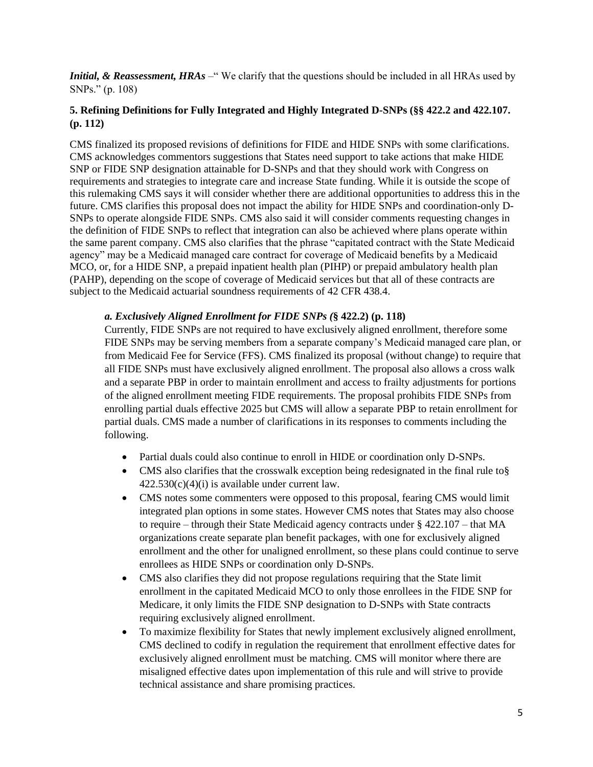***Initial, & Reassessment, HRAs*** –" We clarify that the questions should be included in all HRAs used by SNPs." (p. 108)

### 5. Refining Definitions for Fully Integrated and Highly Integrated D-SNPs (§§ 422.2 and 422.107. (p. 112)

CMS finalized its proposed revisions of definitions for FIDE and HIDE SNPs with some clarifications. CMS acknowledges commentors suggestions that States need support to take actions that make HIDE SNP or FIDE SNP designation attainable for D-SNPs and that they should work with Congress on requirements and strategies to integrate care and increase State funding. While it is outside the scope of this rulemaking CMS says it will consider whether there are additional opportunities to address this in the future. CMS clarifies this proposal does not impact the ability for HIDE SNPs and coordination-only D-SNPs to operate alongside FIDE SNPs. CMS also said it will consider comments requesting changes in the definition of FIDE SNPs to reflect that integration can also be achieved where plans operate within the same parent company. CMS also clarifies that the phrase "capitated contract with the State Medicaid agency" may be a Medicaid managed care contract for coverage of Medicaid benefits by a Medicaid MCO, or, for a HIDE SNP, a prepaid inpatient health plan (PIHP) or prepaid ambulatory health plan (PAHP), depending on the scope of coverage of Medicaid services but that all of these contracts are subject to the Medicaid actuarial soundness requirements of 42 CFR 438.4.

#### *a. Exclusively Aligned Enrollment for FIDE SNPs (*§ 422.2) (p. 118)

Currently, FIDE SNPs are not required to have exclusively aligned enrollment, therefore some FIDE SNPs may be serving members from a separate company's Medicaid managed care plan, or from Medicaid Fee for Service (FFS). CMS finalized its proposal (without change) to require that all FIDE SNPs must have exclusively aligned enrollment. The proposal also allows a cross walk and a separate PBP in order to maintain enrollment and access to frailty adjustments for portions of the aligned enrollment meeting FIDE requirements. The proposal prohibits FIDE SNPs from enrolling partial duals effective 2025 but CMS will allow a separate PBP to retain enrollment for partial duals. CMS made a number of clarifications in its responses to comments including the following.

- Partial duals could also continue to enroll in HIDE or coordination only D-SNPs.
- CMS also clarifies that the crosswalk exception being redesignated in the final rule to§ 422.530(c)(4)(i) is available under current law.
- CMS notes some commenters were opposed to this proposal, fearing CMS would limit integrated plan options in some states. However CMS notes that States may also choose to require – through their State Medicaid agency contracts under § 422.107 – that MA organizations create separate plan benefit packages, with one for exclusively aligned enrollment and the other for unaligned enrollment, so these plans could continue to serve enrollees as HIDE SNPs or coordination only D-SNPs.
- CMS also clarifies they did not propose regulations requiring that the State limit enrollment in the capitated Medicaid MCO to only those enrollees in the FIDE SNP for Medicare, it only limits the FIDE SNP designation to D-SNPs with State contracts requiring exclusively aligned enrollment.
- To maximize flexibility for States that newly implement exclusively aligned enrollment, CMS declined to codify in regulation the requirement that enrollment effective dates for exclusively aligned enrollment must be matching. CMS will monitor where there are misaligned effective dates upon implementation of this rule and will strive to provide technical assistance and share promising practices.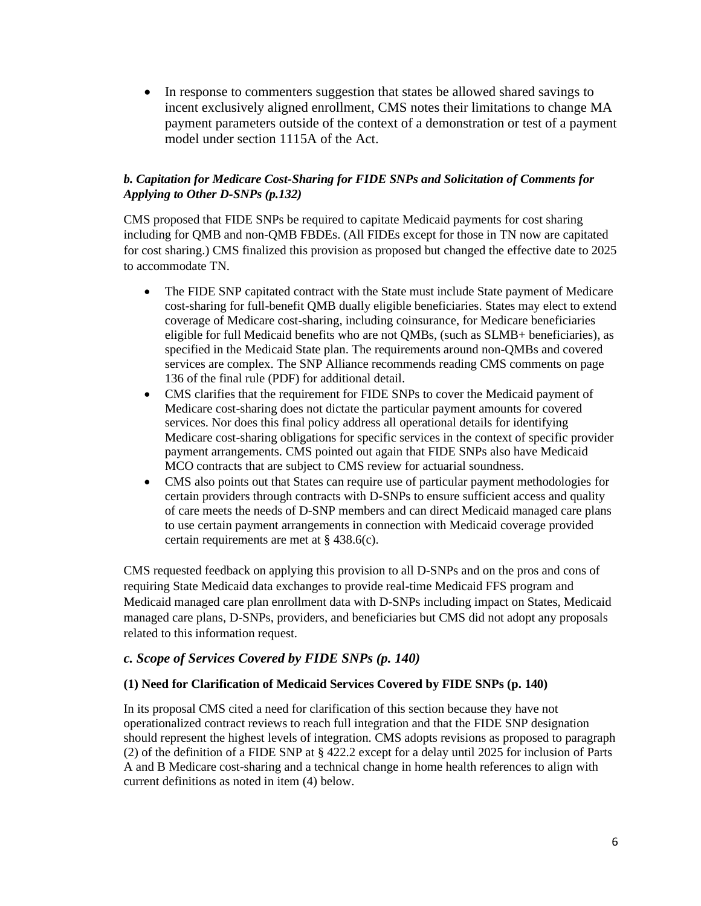- In response to commenters suggestion that states be allowed shared savings to incent exclusively aligned enrollment, CMS notes their limitations to change MA payment parameters outside of the context of a demonstration or test of a payment model under section 1115A of the Act.

***b. Capitation for Medicare Cost-Sharing for FIDE SNPs and Solicitation of Comments for Applying to Other D-SNPs (p.132)***

CMS proposed that FIDE SNPs be required to capitate Medicaid payments for cost sharing including for QMB and non-QMB FBDEs. (All FIDEs except for those in TN now are capitated for cost sharing.) CMS finalized this provision as proposed but changed the effective date to 2025 to accommodate TN.

- The FIDE SNP capitated contract with the State must include State payment of Medicare cost-sharing for full-benefit QMB dually eligible beneficiaries. States may elect to extend coverage of Medicare cost-sharing, including coinsurance, for Medicare beneficiaries eligible for full Medicaid benefits who are not QMBs, (such as SLMB+ beneficiaries), as specified in the Medicaid State plan. The requirements around non-QMBs and covered services are complex. The SNP Alliance recommends reading CMS comments on page 136 of the final rule (PDF) for additional detail.
- CMS clarifies that the requirement for FIDE SNPs to cover the Medicaid payment of Medicare cost-sharing does not dictate the particular payment amounts for covered services. Nor does this final policy address all operational details for identifying Medicare cost-sharing obligations for specific services in the context of specific provider payment arrangements. CMS pointed out again that FIDE SNPs also have Medicaid MCO contracts that are subject to CMS review for actuarial soundness.
- CMS also points out that States can require use of particular payment methodologies for certain providers through contracts with D-SNPs to ensure sufficient access and quality of care meets the needs of D-SNP members and can direct Medicaid managed care plans to use certain payment arrangements in connection with Medicaid coverage provided certain requirements are met at § 438.6(c).

CMS requested feedback on applying this provision to all D-SNPs and on the pros and cons of requiring State Medicaid data exchanges to provide real-time Medicaid FFS program and Medicaid managed care plan enrollment data with D-SNPs including impact on States, Medicaid managed care plans, D-SNPs, providers, and beneficiaries but CMS did not adopt any proposals related to this information request.

### *c. Scope of Services Covered by FIDE SNPs (p. 140)*

**(1) Need for Clarification of Medicaid Services Covered by FIDE SNPs (p. 140)**

In its proposal CMS cited a need for clarification of this section because they have not operationalized contract reviews to reach full integration and that the FIDE SNP designation should represent the highest levels of integration. CMS adopts revisions as proposed to paragraph (2) of the definition of a FIDE SNP at § 422.2 except for a delay until 2025 for inclusion of Parts A and B Medicare cost-sharing and a technical change in home health references to align with current definitions as noted in item (4) below.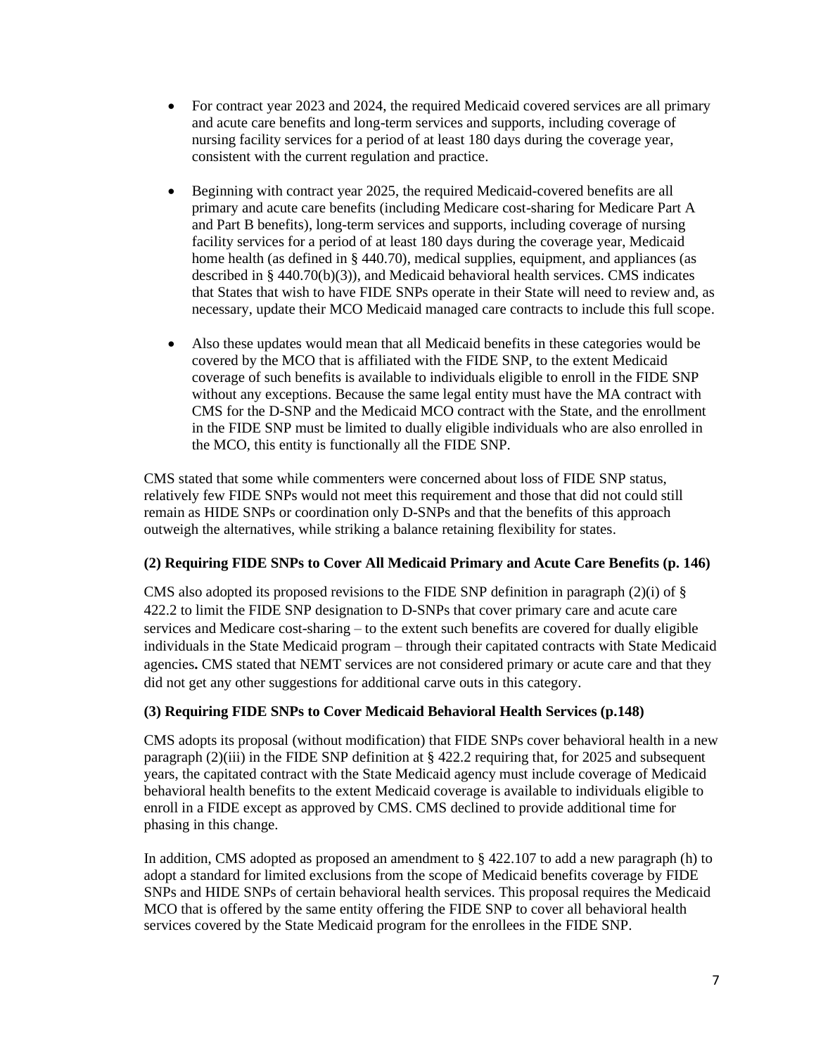- For contract year 2023 and 2024, the required Medicaid covered services are all primary and acute care benefits and long-term services and supports, including coverage of nursing facility services for a period of at least 180 days during the coverage year, consistent with the current regulation and practice.

- Beginning with contract year 2025, the required Medicaid-covered benefits are all primary and acute care benefits (including Medicare cost-sharing for Medicare Part A and Part B benefits), long-term services and supports, including coverage of nursing facility services for a period of at least 180 days during the coverage year, Medicaid home health (as defined in § 440.70), medical supplies, equipment, and appliances (as described in § 440.70(b)(3)), and Medicaid behavioral health services. CMS indicates that States that wish to have FIDE SNPs operate in their State will need to review and, as necessary, update their MCO Medicaid managed care contracts to include this full scope.

- Also these updates would mean that all Medicaid benefits in these categories would be covered by the MCO that is affiliated with the FIDE SNP, to the extent Medicaid coverage of such benefits is available to individuals eligible to enroll in the FIDE SNP without any exceptions. Because the same legal entity must have the MA contract with CMS for the D-SNP and the Medicaid MCO contract with the State, and the enrollment in the FIDE SNP must be limited to dually eligible individuals who are also enrolled in the MCO, this entity is functionally all the FIDE SNP.

CMS stated that some while commenters were concerned about loss of FIDE SNP status, relatively few FIDE SNPs would not meet this requirement and those that did not could still remain as HIDE SNPs or coordination only D-SNPs and that the benefits of this approach outweigh the alternatives, while striking a balance retaining flexibility for states.

**(2) Requiring FIDE SNPs to Cover All Medicaid Primary and Acute Care Benefits (p. 146)**

CMS also adopted its proposed revisions to the FIDE SNP definition in paragraph (2)(i) of § 422.2 to limit the FIDE SNP designation to D-SNPs that cover primary care and acute care services and Medicare cost-sharing – to the extent such benefits are covered for dually eligible individuals in the State Medicaid program – through their capitated contracts with State Medicaid agencies**.** CMS stated that NEMT services are not considered primary or acute care and that they did not get any other suggestions for additional carve outs in this category.

**(3) Requiring FIDE SNPs to Cover Medicaid Behavioral Health Services (p.148)**

CMS adopts its proposal (without modification) that FIDE SNPs cover behavioral health in a new paragraph (2)(iii) in the FIDE SNP definition at § 422.2 requiring that, for 2025 and subsequent years, the capitated contract with the State Medicaid agency must include coverage of Medicaid behavioral health benefits to the extent Medicaid coverage is available to individuals eligible to enroll in a FIDE except as approved by CMS. CMS declined to provide additional time for phasing in this change.

In addition, CMS adopted as proposed an amendment to § 422.107 to add a new paragraph (h) to adopt a standard for limited exclusions from the scope of Medicaid benefits coverage by FIDE SNPs and HIDE SNPs of certain behavioral health services. This proposal requires the Medicaid MCO that is offered by the same entity offering the FIDE SNP to cover all behavioral health services covered by the State Medicaid program for the enrollees in the FIDE SNP.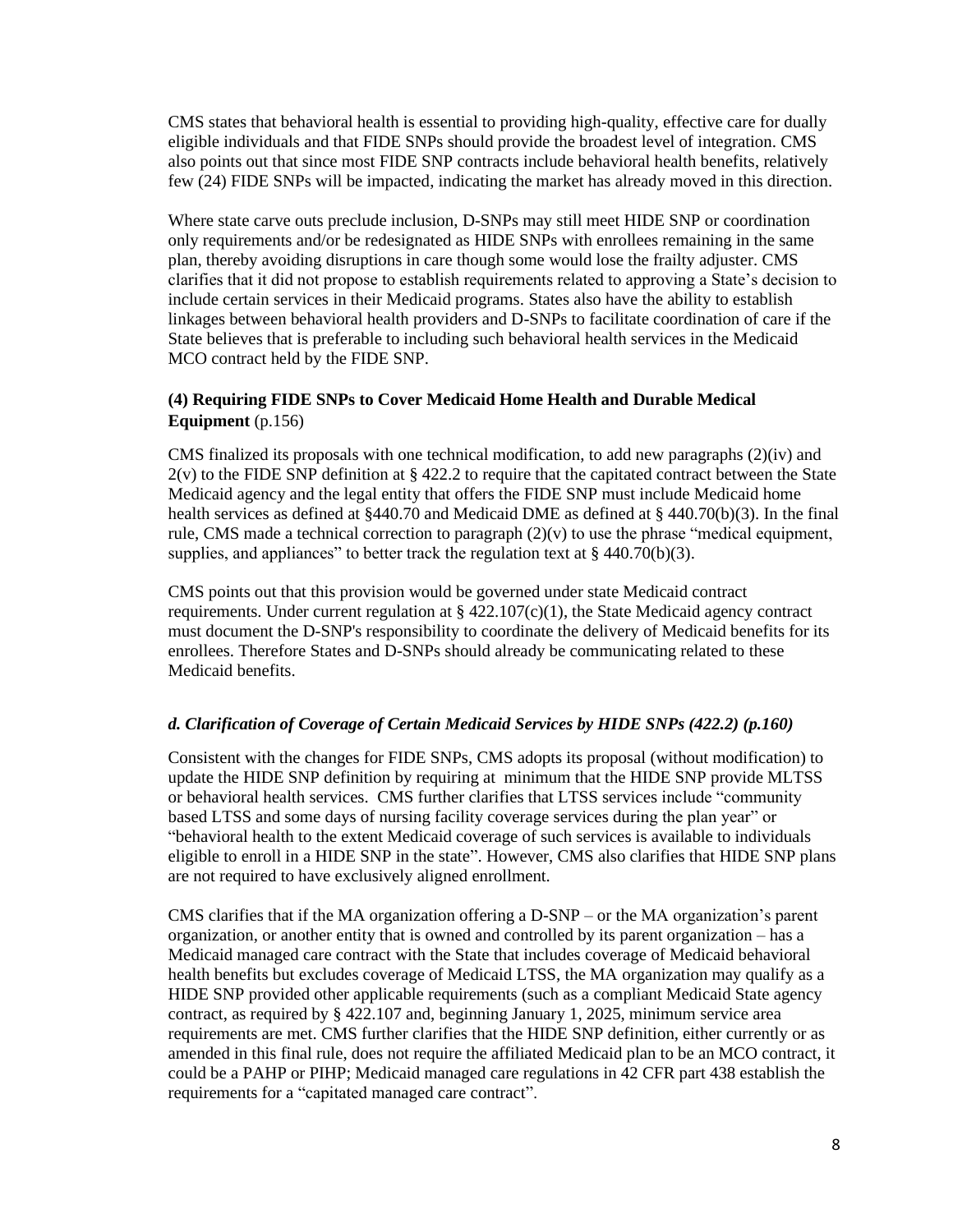CMS states that behavioral health is essential to providing high-quality, effective care for dually eligible individuals and that FIDE SNPs should provide the broadest level of integration. CMS also points out that since most FIDE SNP contracts include behavioral health benefits, relatively few (24) FIDE SNPs will be impacted, indicating the market has already moved in this direction.

Where state carve outs preclude inclusion, D-SNPs may still meet HIDE SNP or coordination only requirements and/or be redesignated as HIDE SNPs with enrollees remaining in the same plan, thereby avoiding disruptions in care though some would lose the frailty adjuster. CMS clarifies that it did not propose to establish requirements related to approving a State's decision to include certain services in their Medicaid programs. States also have the ability to establish linkages between behavioral health providers and D-SNPs to facilitate coordination of care if the State believes that is preferable to including such behavioral health services in the Medicaid MCO contract held by the FIDE SNP.

**(4) Requiring FIDE SNPs to Cover Medicaid Home Health and Durable Medical Equipment** (p.156)

CMS finalized its proposals with one technical modification, to add new paragraphs (2)(iv) and 2(v) to the FIDE SNP definition at § 422.2 to require that the capitated contract between the State Medicaid agency and the legal entity that offers the FIDE SNP must include Medicaid home health services as defined at §440.70 and Medicaid DME as defined at § 440.70(b)(3). In the final rule, CMS made a technical correction to paragraph (2)(v) to use the phrase "medical equipment, supplies, and appliances" to better track the regulation text at § 440.70(b)(3).

CMS points out that this provision would be governed under state Medicaid contract requirements. Under current regulation at § 422.107(c)(1), the State Medicaid agency contract must document the D-SNP's responsibility to coordinate the delivery of Medicaid benefits for its enrollees. Therefore States and D-SNPs should already be communicating related to these Medicaid benefits.

### *d. Clarification of Coverage of Certain Medicaid Services by HIDE SNPs (422.2) (p.160)*

Consistent with the changes for FIDE SNPs, CMS adopts its proposal (without modification) to update the HIDE SNP definition by requiring at minimum that the HIDE SNP provide MLTSS or behavioral health services. CMS further clarifies that LTSS services include "community based LTSS and some days of nursing facility coverage services during the plan year" or "behavioral health to the extent Medicaid coverage of such services is available to individuals eligible to enroll in a HIDE SNP in the state". However, CMS also clarifies that HIDE SNP plans are not required to have exclusively aligned enrollment.

CMS clarifies that if the MA organization offering a D-SNP – or the MA organization's parent organization, or another entity that is owned and controlled by its parent organization – has a Medicaid managed care contract with the State that includes coverage of Medicaid behavioral health benefits but excludes coverage of Medicaid LTSS, the MA organization may qualify as a HIDE SNP provided other applicable requirements (such as a compliant Medicaid State agency contract, as required by § 422.107 and, beginning January 1, 2025, minimum service area requirements are met. CMS further clarifies that the HIDE SNP definition, either currently or as amended in this final rule, does not require the affiliated Medicaid plan to be an MCO contract, it could be a PAHP or PIHP; Medicaid managed care regulations in 42 CFR part 438 establish the requirements for a "capitated managed care contract".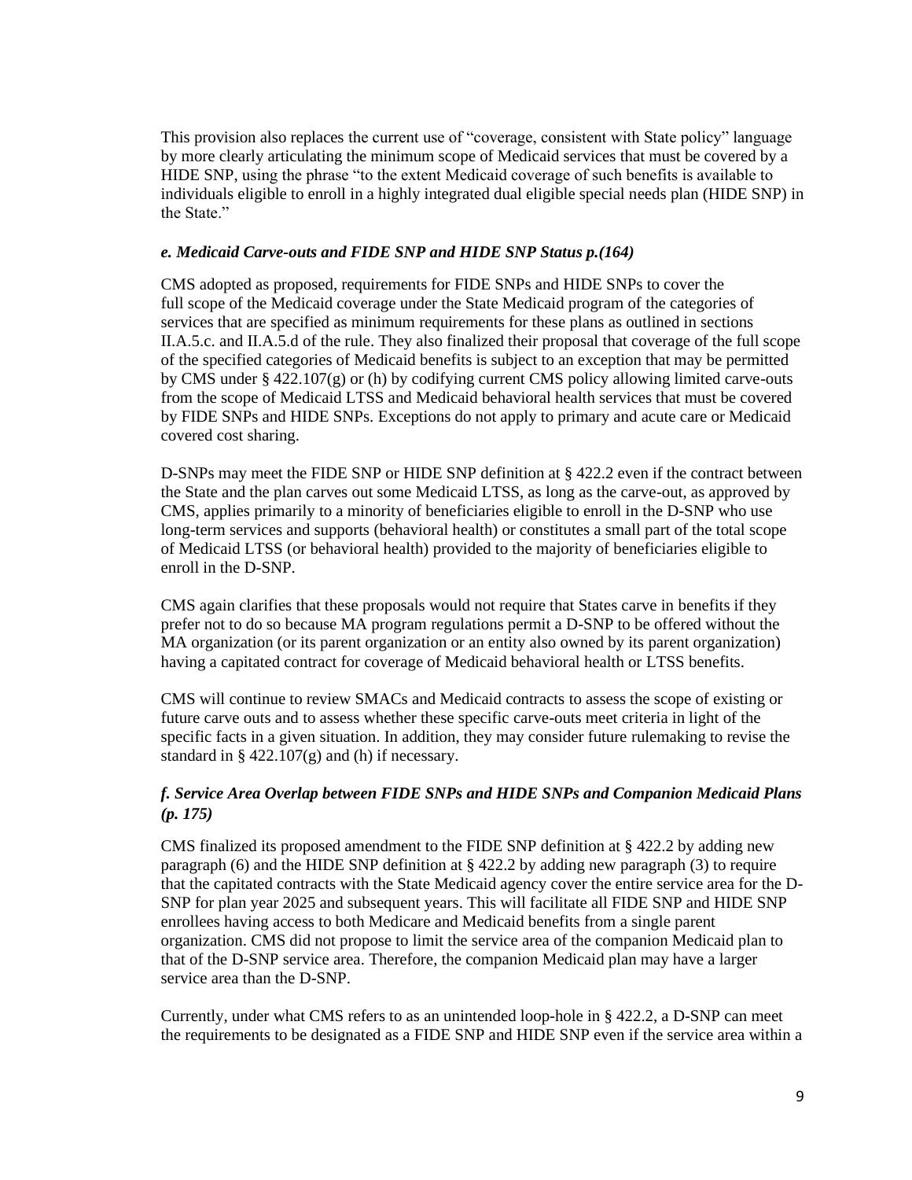This provision also replaces the current use of "coverage, consistent with State policy" language by more clearly articulating the minimum scope of Medicaid services that must be covered by a HIDE SNP, using the phrase "to the extent Medicaid coverage of such benefits is available to individuals eligible to enroll in a highly integrated dual eligible special needs plan (HIDE SNP) in the State."

### *e. Medicaid Carve-outs and FIDE SNP and HIDE SNP Status p.(164)*

CMS adopted as proposed, requirements for FIDE SNPs and HIDE SNPs to cover the full scope of the Medicaid coverage under the State Medicaid program of the categories of services that are specified as minimum requirements for these plans as outlined in sections II.A.5.c. and II.A.5.d of the rule. They also finalized their proposal that coverage of the full scope of the specified categories of Medicaid benefits is subject to an exception that may be permitted by CMS under § 422.107(g) or (h) by codifying current CMS policy allowing limited carve-outs from the scope of Medicaid LTSS and Medicaid behavioral health services that must be covered by FIDE SNPs and HIDE SNPs. Exceptions do not apply to primary and acute care or Medicaid covered cost sharing.

D-SNPs may meet the FIDE SNP or HIDE SNP definition at § 422.2 even if the contract between the State and the plan carves out some Medicaid LTSS, as long as the carve-out, as approved by CMS, applies primarily to a minority of beneficiaries eligible to enroll in the D-SNP who use long-term services and supports (behavioral health) or constitutes a small part of the total scope of Medicaid LTSS (or behavioral health) provided to the majority of beneficiaries eligible to enroll in the D-SNP.

CMS again clarifies that these proposals would not require that States carve in benefits if they prefer not to do so because MA program regulations permit a D-SNP to be offered without the MA organization (or its parent organization or an entity also owned by its parent organization) having a capitated contract for coverage of Medicaid behavioral health or LTSS benefits.

CMS will continue to review SMACs and Medicaid contracts to assess the scope of existing or future carve outs and to assess whether these specific carve-outs meet criteria in light of the specific facts in a given situation. In addition, they may consider future rulemaking to revise the standard in § 422.107(g) and (h) if necessary.

### *f. Service Area Overlap between FIDE SNPs and HIDE SNPs and Companion Medicaid Plans (p. 175)*

CMS finalized its proposed amendment to the FIDE SNP definition at § 422.2 by adding new paragraph (6) and the HIDE SNP definition at § 422.2 by adding new paragraph (3) to require that the capitated contracts with the State Medicaid agency cover the entire service area for the D-SNP for plan year 2025 and subsequent years. This will facilitate all FIDE SNP and HIDE SNP enrollees having access to both Medicare and Medicaid benefits from a single parent organization. CMS did not propose to limit the service area of the companion Medicaid plan to that of the D-SNP service area. Therefore, the companion Medicaid plan may have a larger service area than the D-SNP.

Currently, under what CMS refers to as an unintended loop-hole in § 422.2, a D-SNP can meet the requirements to be designated as a FIDE SNP and HIDE SNP even if the service area within a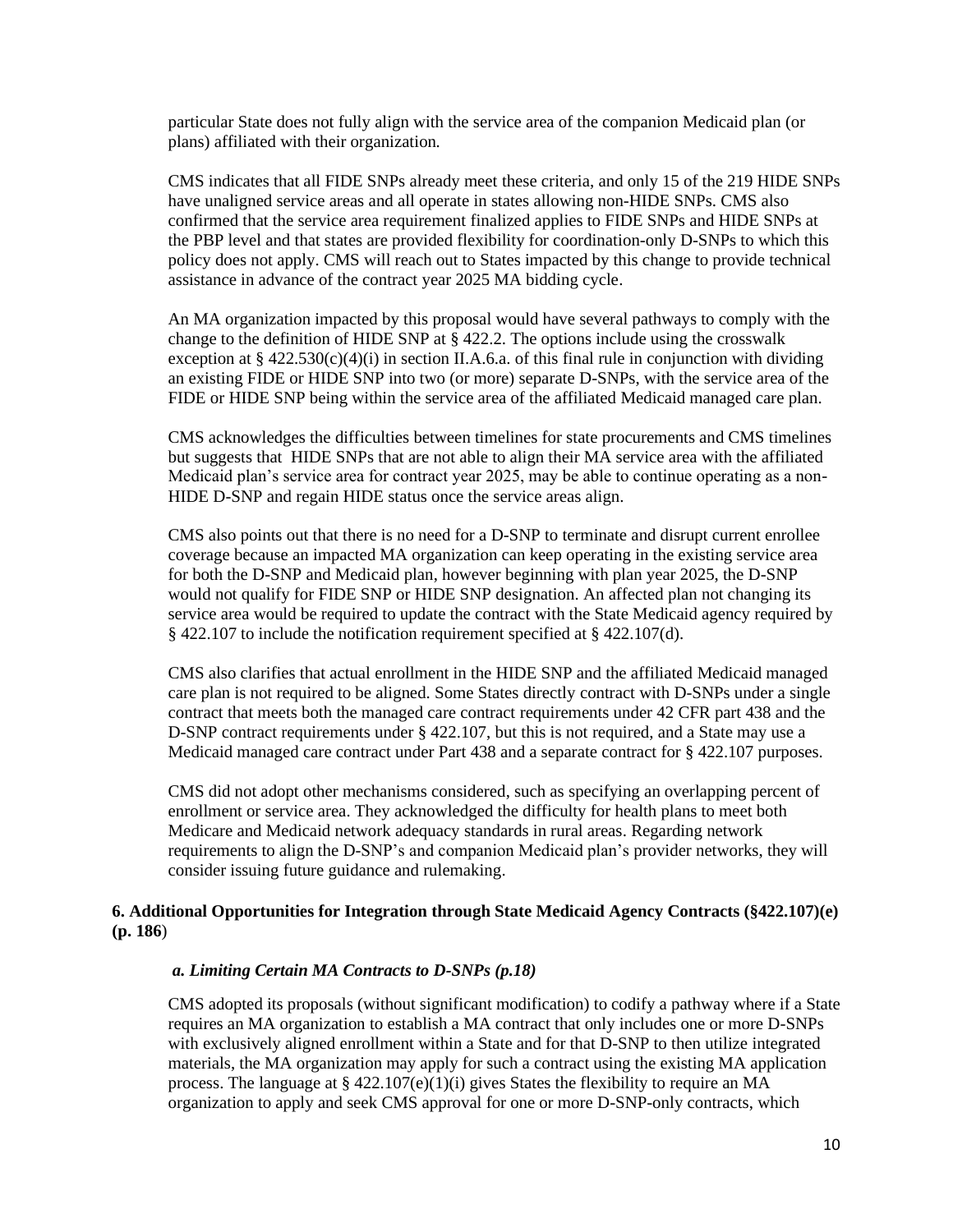particular State does not fully align with the service area of the companion Medicaid plan (or plans) affiliated with their organization.

CMS indicates that all FIDE SNPs already meet these criteria, and only 15 of the 219 HIDE SNPs have unaligned service areas and all operate in states allowing non-HIDE SNPs. CMS also confirmed that the service area requirement finalized applies to FIDE SNPs and HIDE SNPs at the PBP level and that states are provided flexibility for coordination-only D-SNPs to which this policy does not apply. CMS will reach out to States impacted by this change to provide technical assistance in advance of the contract year 2025 MA bidding cycle.

An MA organization impacted by this proposal would have several pathways to comply with the change to the definition of HIDE SNP at § 422.2. The options include using the crosswalk exception at § 422.530(c)(4)(i) in section II.A.6.a. of this final rule in conjunction with dividing an existing FIDE or HIDE SNP into two (or more) separate D-SNPs, with the service area of the FIDE or HIDE SNP being within the service area of the affiliated Medicaid managed care plan.

CMS acknowledges the difficulties between timelines for state procurements and CMS timelines but suggests that HIDE SNPs that are not able to align their MA service area with the affiliated Medicaid plan's service area for contract year 2025, may be able to continue operating as a non-HIDE D-SNP and regain HIDE status once the service areas align.

CMS also points out that there is no need for a D-SNP to terminate and disrupt current enrollee coverage because an impacted MA organization can keep operating in the existing service area for both the D-SNP and Medicaid plan, however beginning with plan year 2025, the D-SNP would not qualify for FIDE SNP or HIDE SNP designation. An affected plan not changing its service area would be required to update the contract with the State Medicaid agency required by § 422.107 to include the notification requirement specified at § 422.107(d).

CMS also clarifies that actual enrollment in the HIDE SNP and the affiliated Medicaid managed care plan is not required to be aligned. Some States directly contract with D-SNPs under a single contract that meets both the managed care contract requirements under 42 CFR part 438 and the D-SNP contract requirements under § 422.107, but this is not required, and a State may use a Medicaid managed care contract under Part 438 and a separate contract for § 422.107 purposes.

CMS did not adopt other mechanisms considered, such as specifying an overlapping percent of enrollment or service area. They acknowledged the difficulty for health plans to meet both Medicare and Medicaid network adequacy standards in rural areas. Regarding network requirements to align the D-SNP's and companion Medicaid plan's provider networks, they will consider issuing future guidance and rulemaking.

### 6. Additional Opportunities for Integration through State Medicaid Agency Contracts (§422.107)(e) (p. 186)

#### *a. Limiting Certain MA Contracts to D-SNPs (p.18)*

CMS adopted its proposals (without significant modification) to codify a pathway where if a State requires an MA organization to establish a MA contract that only includes one or more D-SNPs with exclusively aligned enrollment within a State and for that D-SNP to then utilize integrated materials, the MA organization may apply for such a contract using the existing MA application process. The language at § 422.107(e)(1)(i) gives States the flexibility to require an MA organization to apply and seek CMS approval for one or more D-SNP-only contracts, which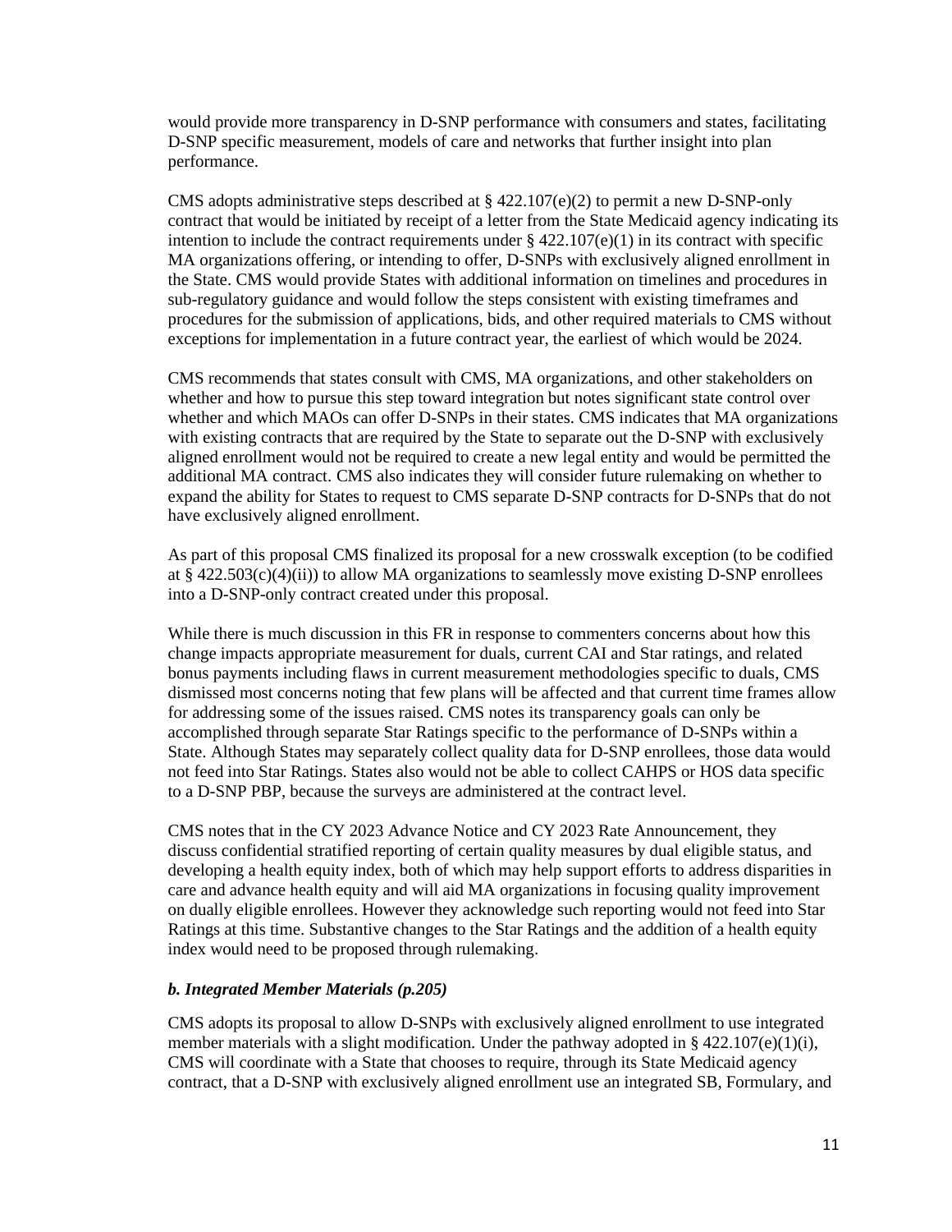would provide more transparency in D-SNP performance with consumers and states, facilitating D-SNP specific measurement, models of care and networks that further insight into plan performance.

CMS adopts administrative steps described at § 422.107(e)(2) to permit a new D-SNP-only contract that would be initiated by receipt of a letter from the State Medicaid agency indicating its intention to include the contract requirements under § 422.107(e)(1) in its contract with specific MA organizations offering, or intending to offer, D-SNPs with exclusively aligned enrollment in the State. CMS would provide States with additional information on timelines and procedures in sub-regulatory guidance and would follow the steps consistent with existing timeframes and procedures for the submission of applications, bids, and other required materials to CMS without exceptions for implementation in a future contract year, the earliest of which would be 2024.

CMS recommends that states consult with CMS, MA organizations, and other stakeholders on whether and how to pursue this step toward integration but notes significant state control over whether and which MAOs can offer D-SNPs in their states. CMS indicates that MA organizations with existing contracts that are required by the State to separate out the D-SNP with exclusively aligned enrollment would not be required to create a new legal entity and would be permitted the additional MA contract. CMS also indicates they will consider future rulemaking on whether to expand the ability for States to request to CMS separate D-SNP contracts for D-SNPs that do not have exclusively aligned enrollment.

As part of this proposal CMS finalized its proposal for a new crosswalk exception (to be codified at § 422.503(c)(4)(ii)) to allow MA organizations to seamlessly move existing D-SNP enrollees into a D-SNP-only contract created under this proposal.

While there is much discussion in this FR in response to commenters concerns about how this change impacts appropriate measurement for duals, current CAI and Star ratings, and related bonus payments including flaws in current measurement methodologies specific to duals, CMS dismissed most concerns noting that few plans will be affected and that current time frames allow for addressing some of the issues raised. CMS notes its transparency goals can only be accomplished through separate Star Ratings specific to the performance of D-SNPs within a State. Although States may separately collect quality data for D-SNP enrollees, those data would not feed into Star Ratings. States also would not be able to collect CAHPS or HOS data specific to a D-SNP PBP, because the surveys are administered at the contract level.

CMS notes that in the CY 2023 Advance Notice and CY 2023 Rate Announcement, they discuss confidential stratified reporting of certain quality measures by dual eligible status, and developing a health equity index, both of which may help support efforts to address disparities in care and advance health equity and will aid MA organizations in focusing quality improvement on dually eligible enrollees. However they acknowledge such reporting would not feed into Star Ratings at this time. Substantive changes to the Star Ratings and the addition of a health equity index would need to be proposed through rulemaking.

***b. Integrated Member Materials (p.205)***

CMS adopts its proposal to allow D-SNPs with exclusively aligned enrollment to use integrated member materials with a slight modification. Under the pathway adopted in § 422.107(e)(1)(i), CMS will coordinate with a State that chooses to require, through its State Medicaid agency contract, that a D-SNP with exclusively aligned enrollment use an integrated SB, Formulary, and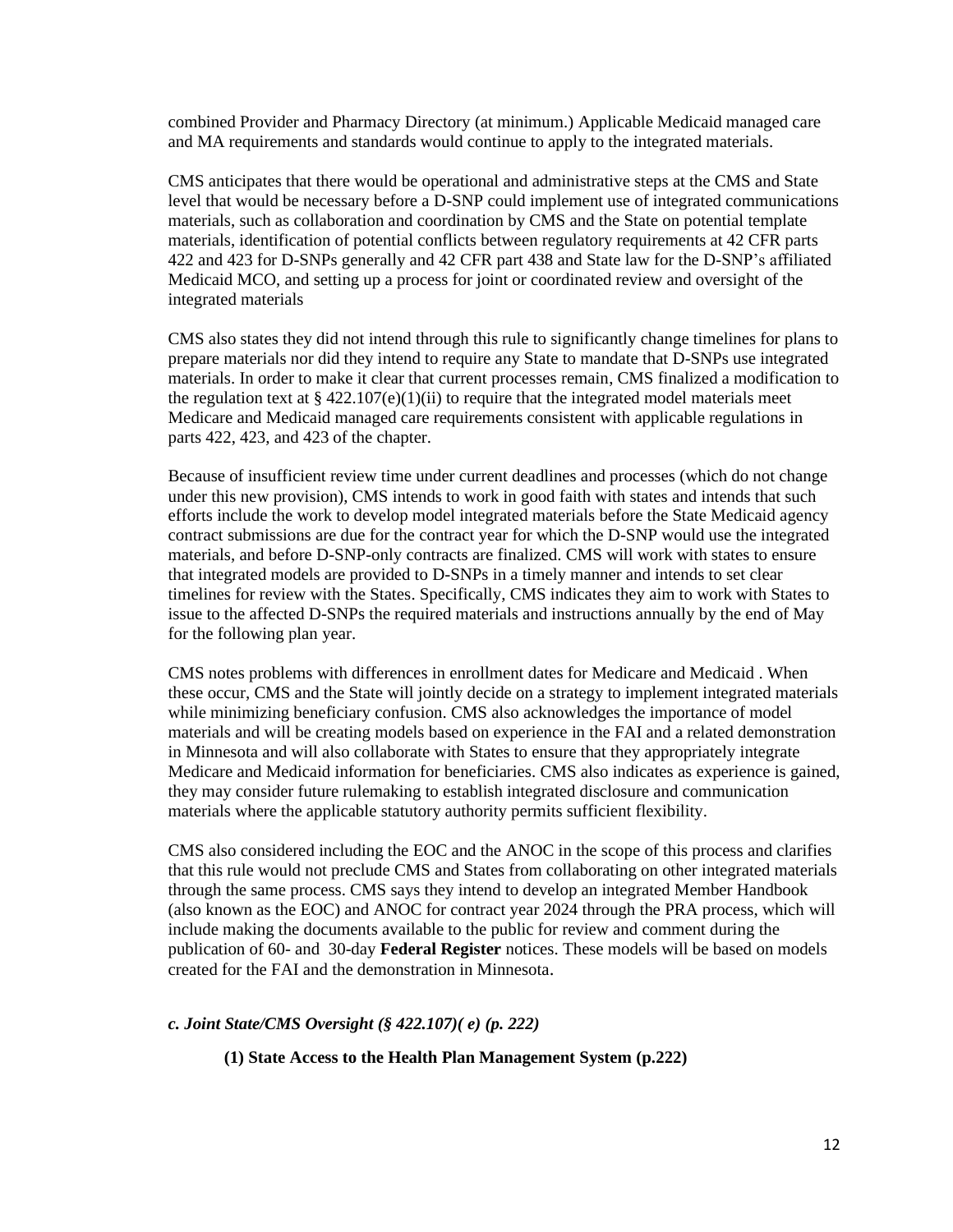combined Provider and Pharmacy Directory (at minimum.) Applicable Medicaid managed care and MA requirements and standards would continue to apply to the integrated materials.

CMS anticipates that there would be operational and administrative steps at the CMS and State level that would be necessary before a D-SNP could implement use of integrated communications materials, such as collaboration and coordination by CMS and the State on potential template materials, identification of potential conflicts between regulatory requirements at 42 CFR parts 422 and 423 for D-SNPs generally and 42 CFR part 438 and State law for the D-SNP's affiliated Medicaid MCO, and setting up a process for joint or coordinated review and oversight of the integrated materials

CMS also states they did not intend through this rule to significantly change timelines for plans to prepare materials nor did they intend to require any State to mandate that D-SNPs use integrated materials. In order to make it clear that current processes remain, CMS finalized a modification to the regulation text at § 422.107(e)(1)(ii) to require that the integrated model materials meet Medicare and Medicaid managed care requirements consistent with applicable regulations in parts 422, 423, and 423 of the chapter.

Because of insufficient review time under current deadlines and processes (which do not change under this new provision), CMS intends to work in good faith with states and intends that such efforts include the work to develop model integrated materials before the State Medicaid agency contract submissions are due for the contract year for which the D-SNP would use the integrated materials, and before D-SNP-only contracts are finalized. CMS will work with states to ensure that integrated models are provided to D-SNPs in a timely manner and intends to set clear timelines for review with the States. Specifically, CMS indicates they aim to work with States to issue to the affected D-SNPs the required materials and instructions annually by the end of May for the following plan year.

CMS notes problems with differences in enrollment dates for Medicare and Medicaid . When these occur, CMS and the State will jointly decide on a strategy to implement integrated materials while minimizing beneficiary confusion. CMS also acknowledges the importance of model materials and will be creating models based on experience in the FAI and a related demonstration in Minnesota and will also collaborate with States to ensure that they appropriately integrate Medicare and Medicaid information for beneficiaries. CMS also indicates as experience is gained, they may consider future rulemaking to establish integrated disclosure and communication materials where the applicable statutory authority permits sufficient flexibility.

CMS also considered including the EOC and the ANOC in the scope of this process and clarifies that this rule would not preclude CMS and States from collaborating on other integrated materials through the same process. CMS says they intend to develop an integrated Member Handbook (also known as the EOC) and ANOC for contract year 2024 through the PRA process, which will include making the documents available to the public for review and comment during the publication of 60- and 30-day **Federal Register** notices. These models will be based on models created for the FAI and the demonstration in Minnesota.

### *c. Joint State/CMS Oversight (§ 422.107)( e) (p. 222)*

#### (1) State Access to the Health Plan Management System (p.222)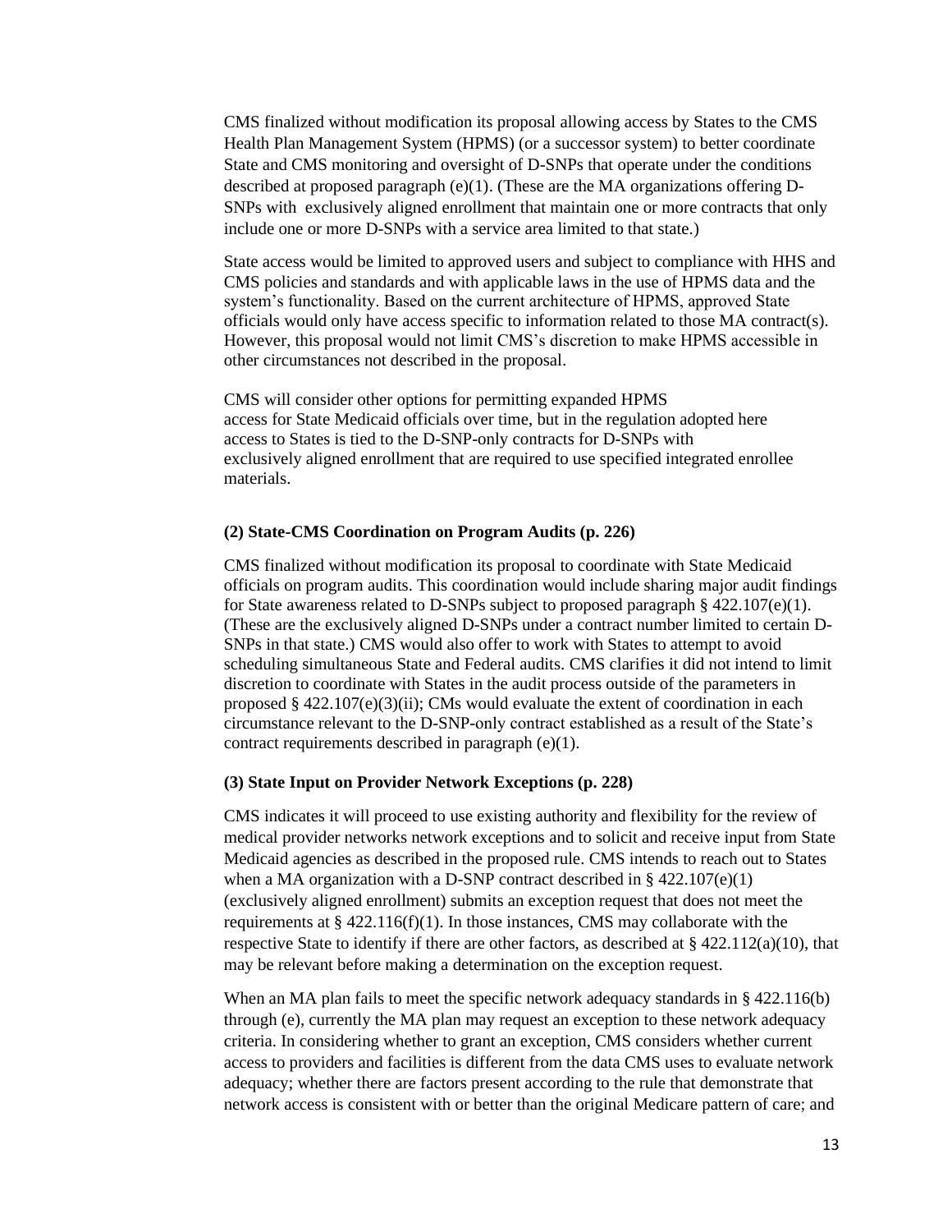CMS finalized without modification its proposal allowing access by States to the CMS Health Plan Management System (HPMS) (or a successor system) to better coordinate State and CMS monitoring and oversight of D-SNPs that operate under the conditions described at proposed paragraph (e)(1). (These are the MA organizations offering D-SNPs with exclusively aligned enrollment that maintain one or more contracts that only include one or more D-SNPs with a service area limited to that state.)

State access would be limited to approved users and subject to compliance with HHS and CMS policies and standards and with applicable laws in the use of HPMS data and the system's functionality. Based on the current architecture of HPMS, approved State officials would only have access specific to information related to those MA contract(s). However, this proposal would not limit CMS's discretion to make HPMS accessible in other circumstances not described in the proposal.

CMS will consider other options for permitting expanded HPMS access for State Medicaid officials over time, but in the regulation adopted here access to States is tied to the D-SNP-only contracts for D-SNPs with exclusively aligned enrollment that are required to use specified integrated enrollee materials.

**(2) State-CMS Coordination on Program Audits (p. 226)**

CMS finalized without modification its proposal to coordinate with State Medicaid officials on program audits. This coordination would include sharing major audit findings for State awareness related to D-SNPs subject to proposed paragraph § 422.107(e)(1). (These are the exclusively aligned D-SNPs under a contract number limited to certain D-SNPs in that state.) CMS would also offer to work with States to attempt to avoid scheduling simultaneous State and Federal audits. CMS clarifies it did not intend to limit discretion to coordinate with States in the audit process outside of the parameters in proposed § 422.107(e)(3)(ii); CMs would evaluate the extent of coordination in each circumstance relevant to the D-SNP-only contract established as a result of the State's contract requirements described in paragraph (e)(1).

**(3) State Input on Provider Network Exceptions (p. 228)**

CMS indicates it will proceed to use existing authority and flexibility for the review of medical provider networks network exceptions and to solicit and receive input from State Medicaid agencies as described in the proposed rule. CMS intends to reach out to States when a MA organization with a D-SNP contract described in § 422.107(e)(1) (exclusively aligned enrollment) submits an exception request that does not meet the requirements at § 422.116(f)(1). In those instances, CMS may collaborate with the respective State to identify if there are other factors, as described at § 422.112(a)(10), that may be relevant before making a determination on the exception request.

When an MA plan fails to meet the specific network adequacy standards in § 422.116(b) through (e), currently the MA plan may request an exception to these network adequacy criteria. In considering whether to grant an exception, CMS considers whether current access to providers and facilities is different from the data CMS uses to evaluate network adequacy; whether there are factors present according to the rule that demonstrate that network access is consistent with or better than the original Medicare pattern of care; and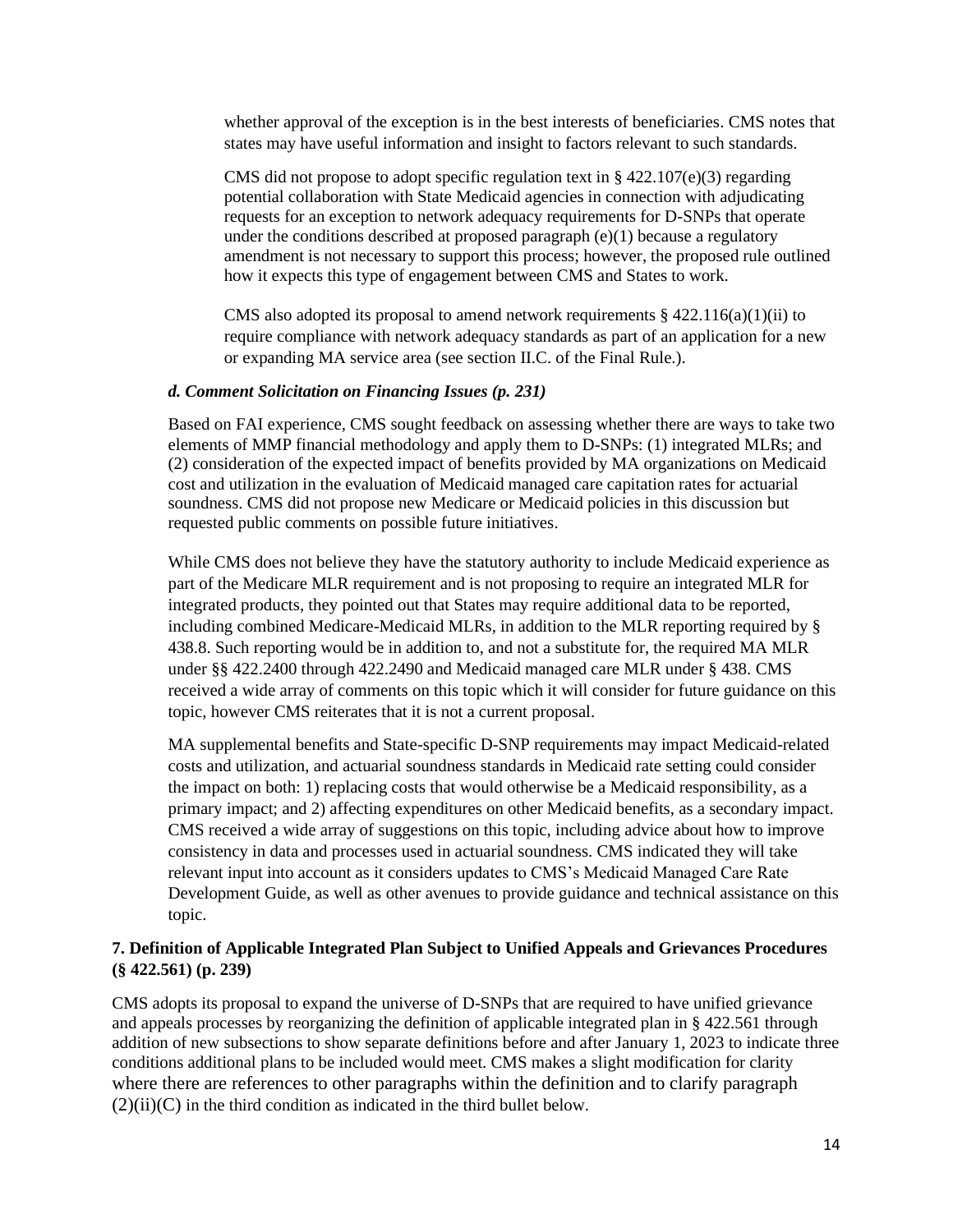whether approval of the exception is in the best interests of beneficiaries. CMS notes that states may have useful information and insight to factors relevant to such standards.

CMS did not propose to adopt specific regulation text in § 422.107(e)(3) regarding potential collaboration with State Medicaid agencies in connection with adjudicating requests for an exception to network adequacy requirements for D-SNPs that operate under the conditions described at proposed paragraph (e)(1) because a regulatory amendment is not necessary to support this process; however, the proposed rule outlined how it expects this type of engagement between CMS and States to work.

CMS also adopted its proposal to amend network requirements § 422.116(a)(1)(ii) to require compliance with network adequacy standards as part of an application for a new or expanding MA service area (see section II.C. of the Final Rule.).

***d. Comment Solicitation on Financing Issues (p. 231)***

Based on FAI experience, CMS sought feedback on assessing whether there are ways to take two elements of MMP financial methodology and apply them to D-SNPs: (1) integrated MLRs; and (2) consideration of the expected impact of benefits provided by MA organizations on Medicaid cost and utilization in the evaluation of Medicaid managed care capitation rates for actuarial soundness. CMS did not propose new Medicare or Medicaid policies in this discussion but requested public comments on possible future initiatives.

While CMS does not believe they have the statutory authority to include Medicaid experience as part of the Medicare MLR requirement and is not proposing to require an integrated MLR for integrated products, they pointed out that States may require additional data to be reported, including combined Medicare-Medicaid MLRs, in addition to the MLR reporting required by § 438.8. Such reporting would be in addition to, and not a substitute for, the required MA MLR under §§ 422.2400 through 422.2490 and Medicaid managed care MLR under § 438. CMS received a wide array of comments on this topic which it will consider for future guidance on this topic, however CMS reiterates that it is not a current proposal.

MA supplemental benefits and State-specific D-SNP requirements may impact Medicaid-related costs and utilization, and actuarial soundness standards in Medicaid rate setting could consider the impact on both: 1) replacing costs that would otherwise be a Medicaid responsibility, as a primary impact; and 2) affecting expenditures on other Medicaid benefits, as a secondary impact. CMS received a wide array of suggestions on this topic, including advice about how to improve consistency in data and processes used in actuarial soundness. CMS indicated they will take relevant input into account as it considers updates to CMS's Medicaid Managed Care Rate Development Guide, as well as other avenues to provide guidance and technical assistance on this topic.

**7. Definition of Applicable Integrated Plan Subject to Unified Appeals and Grievances Procedures (§ 422.561) (p. 239)**

CMS adopts its proposal to expand the universe of D-SNPs that are required to have unified grievance and appeals processes by reorganizing the definition of applicable integrated plan in § 422.561 through addition of new subsections to show separate definitions before and after January 1, 2023 to indicate three conditions additional plans to be included would meet. CMS makes a slight modification for clarity where there are references to other paragraphs within the definition and to clarify paragraph (2)(ii)(C) in the third condition as indicated in the third bullet below.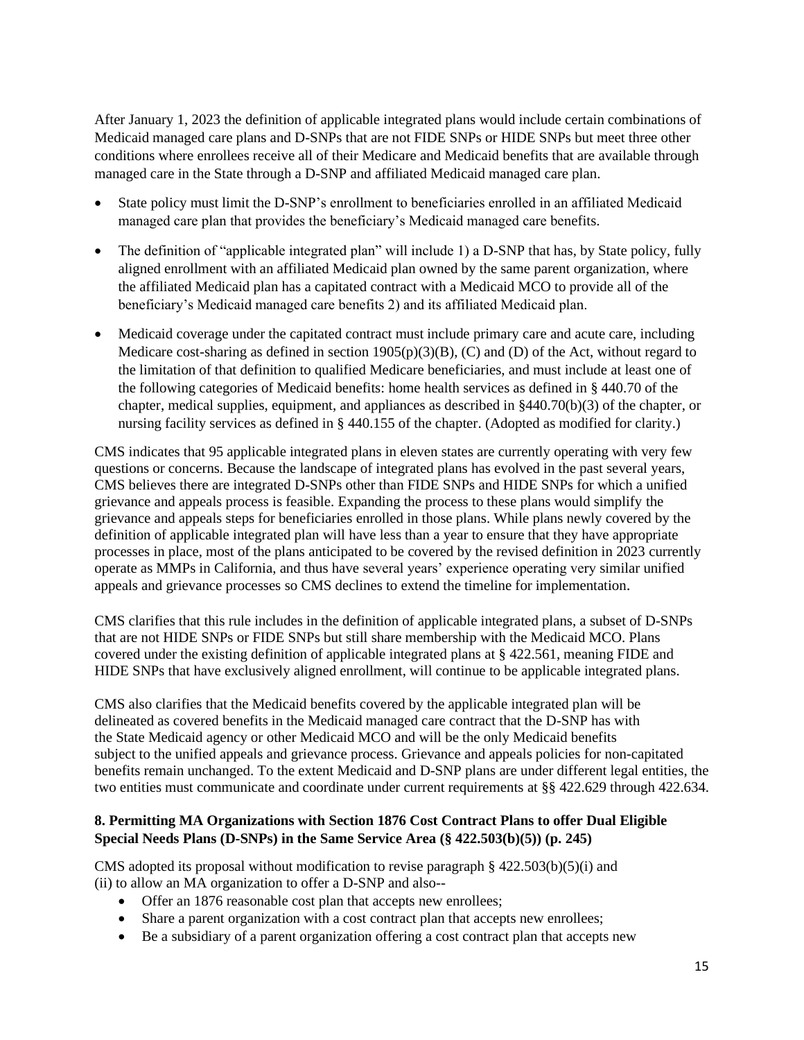After January 1, 2023 the definition of applicable integrated plans would include certain combinations of Medicaid managed care plans and D-SNPs that are not FIDE SNPs or HIDE SNPs but meet three other conditions where enrollees receive all of their Medicare and Medicaid benefits that are available through managed care in the State through a D-SNP and affiliated Medicaid managed care plan.

- State policy must limit the D-SNP's enrollment to beneficiaries enrolled in an affiliated Medicaid managed care plan that provides the beneficiary's Medicaid managed care benefits.
- The definition of "applicable integrated plan" will include 1) a D-SNP that has, by State policy, fully aligned enrollment with an affiliated Medicaid plan owned by the same parent organization, where the affiliated Medicaid plan has a capitated contract with a Medicaid MCO to provide all of the beneficiary's Medicaid managed care benefits 2) and its affiliated Medicaid plan.
- Medicaid coverage under the capitated contract must include primary care and acute care, including Medicare cost-sharing as defined in section 1905(p)(3)(B), (C) and (D) of the Act, without regard to the limitation of that definition to qualified Medicare beneficiaries, and must include at least one of the following categories of Medicaid benefits: home health services as defined in § 440.70 of the chapter, medical supplies, equipment, and appliances as described in §440.70(b)(3) of the chapter, or nursing facility services as defined in § 440.155 of the chapter. (Adopted as modified for clarity.)

CMS indicates that 95 applicable integrated plans in eleven states are currently operating with very few questions or concerns. Because the landscape of integrated plans has evolved in the past several years, CMS believes there are integrated D-SNPs other than FIDE SNPs and HIDE SNPs for which a unified grievance and appeals process is feasible. Expanding the process to these plans would simplify the grievance and appeals steps for beneficiaries enrolled in those plans. While plans newly covered by the definition of applicable integrated plan will have less than a year to ensure that they have appropriate processes in place, most of the plans anticipated to be covered by the revised definition in 2023 currently operate as MMPs in California, and thus have several years' experience operating very similar unified appeals and grievance processes so CMS declines to extend the timeline for implementation.

CMS clarifies that this rule includes in the definition of applicable integrated plans, a subset of D-SNPs that are not HIDE SNPs or FIDE SNPs but still share membership with the Medicaid MCO. Plans covered under the existing definition of applicable integrated plans at § 422.561, meaning FIDE and HIDE SNPs that have exclusively aligned enrollment, will continue to be applicable integrated plans.

CMS also clarifies that the Medicaid benefits covered by the applicable integrated plan will be delineated as covered benefits in the Medicaid managed care contract that the D-SNP has with the State Medicaid agency or other Medicaid MCO and will be the only Medicaid benefits subject to the unified appeals and grievance process. Grievance and appeals policies for non-capitated benefits remain unchanged. To the extent Medicaid and D-SNP plans are under different legal entities, the two entities must communicate and coordinate under current requirements at §§ 422.629 through 422.634.

**8. Permitting MA Organizations with Section 1876 Cost Contract Plans to offer Dual Eligible Special Needs Plans (D-SNPs) in the Same Service Area (§ 422.503(b)(5)) (p. 245)**

CMS adopted its proposal without modification to revise paragraph § 422.503(b)(5)(i) and (ii) to allow an MA organization to offer a D-SNP and also--

- Offer an 1876 reasonable cost plan that accepts new enrollees;
- Share a parent organization with a cost contract plan that accepts new enrollees;
- Be a subsidiary of a parent organization offering a cost contract plan that accepts new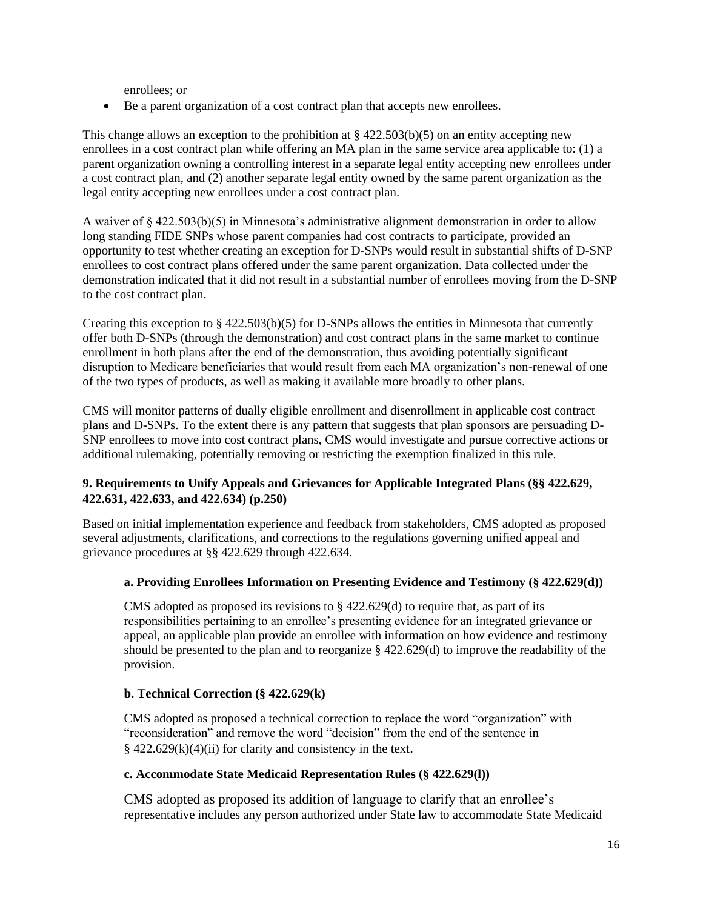enrollees; or

- Be a parent organization of a cost contract plan that accepts new enrollees.

This change allows an exception to the prohibition at § 422.503(b)(5) on an entity accepting new enrollees in a cost contract plan while offering an MA plan in the same service area applicable to: (1) a parent organization owning a controlling interest in a separate legal entity accepting new enrollees under a cost contract plan, and (2) another separate legal entity owned by the same parent organization as the legal entity accepting new enrollees under a cost contract plan.

A waiver of § 422.503(b)(5) in Minnesota's administrative alignment demonstration in order to allow long standing FIDE SNPs whose parent companies had cost contracts to participate, provided an opportunity to test whether creating an exception for D-SNPs would result in substantial shifts of D-SNP enrollees to cost contract plans offered under the same parent organization. Data collected under the demonstration indicated that it did not result in a substantial number of enrollees moving from the D-SNP to the cost contract plan.

Creating this exception to § 422.503(b)(5) for D-SNPs allows the entities in Minnesota that currently offer both D-SNPs (through the demonstration) and cost contract plans in the same market to continue enrollment in both plans after the end of the demonstration, thus avoiding potentially significant disruption to Medicare beneficiaries that would result from each MA organization's non-renewal of one of the two types of products, as well as making it available more broadly to other plans.

CMS will monitor patterns of dually eligible enrollment and disenrollment in applicable cost contract plans and D-SNPs. To the extent there is any pattern that suggests that plan sponsors are persuading D-SNP enrollees to move into cost contract plans, CMS would investigate and pursue corrective actions or additional rulemaking, potentially removing or restricting the exemption finalized in this rule.

### 9. Requirements to Unify Appeals and Grievances for Applicable Integrated Plans (§§ 422.629, 422.631, 422.633, and 422.634) (p.250)

Based on initial implementation experience and feedback from stakeholders, CMS adopted as proposed several adjustments, clarifications, and corrections to the regulations governing unified appeal and grievance procedures at §§ 422.629 through 422.634.

#### a. Providing Enrollees Information on Presenting Evidence and Testimony (§ 422.629(d))

CMS adopted as proposed its revisions to § 422.629(d) to require that, as part of its responsibilities pertaining to an enrollee's presenting evidence for an integrated grievance or appeal, an applicable plan provide an enrollee with information on how evidence and testimony should be presented to the plan and to reorganize § 422.629(d) to improve the readability of the provision.

#### b. Technical Correction (§ 422.629(k)

CMS adopted as proposed a technical correction to replace the word "organization" with "reconsideration" and remove the word "decision" from the end of the sentence in § 422.629(k)(4)(ii) for clarity and consistency in the text.

#### c. Accommodate State Medicaid Representation Rules (§ 422.629(l))

CMS adopted as proposed its addition of language to clarify that an enrollee's representative includes any person authorized under State law to accommodate State Medicaid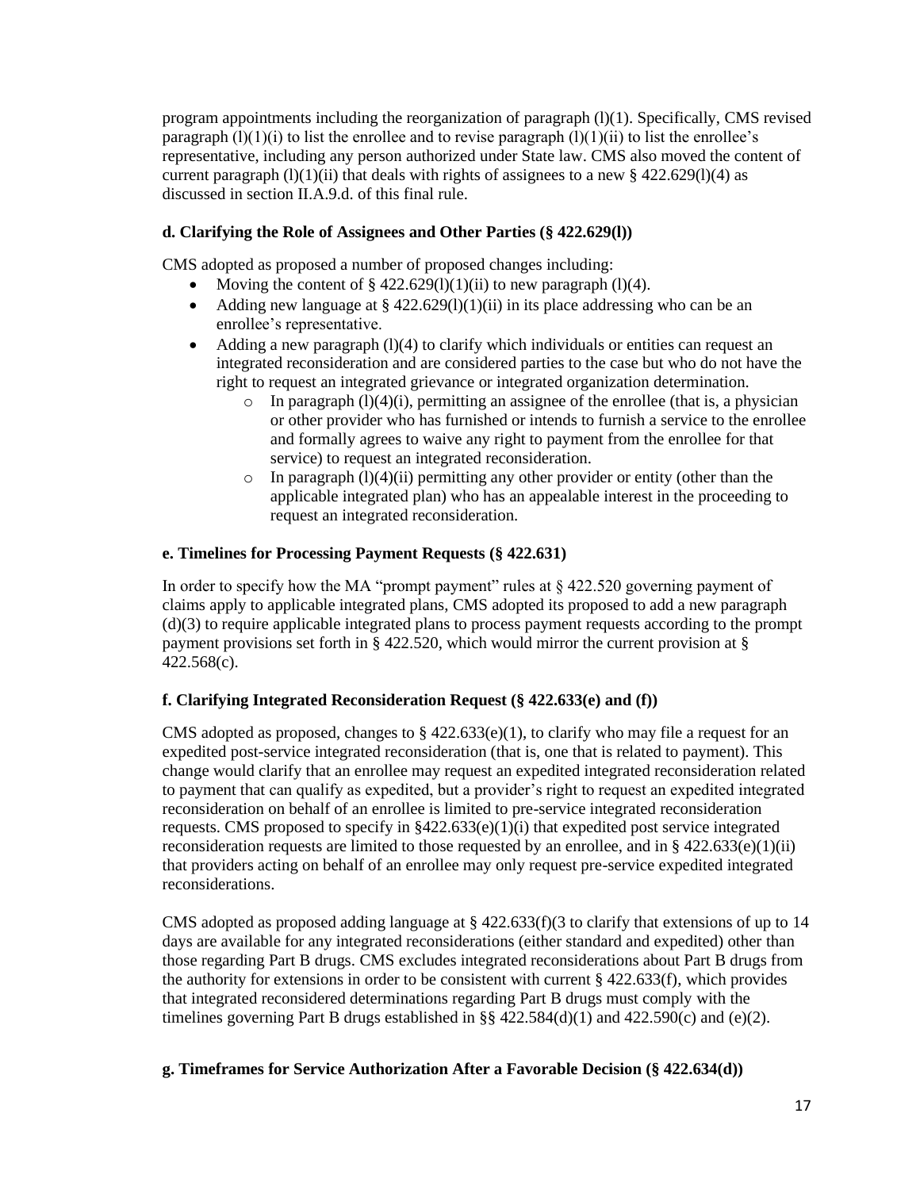program appointments including the reorganization of paragraph (l)(1). Specifically, CMS revised paragraph (l)(1)(i) to list the enrollee and to revise paragraph (l)(1)(ii) to list the enrollee's representative, including any person authorized under State law. CMS also moved the content of current paragraph (l)(1)(ii) that deals with rights of assignees to a new § 422.629(l)(4) as discussed in section II.A.9.d. of this final rule.

**d. Clarifying the Role of Assignees and Other Parties (§ 422.629(l))**

CMS adopted as proposed a number of proposed changes including:

- Moving the content of § 422.629(l)(1)(ii) to new paragraph (l)(4).
- Adding new language at § 422.629(l)(1)(ii) in its place addressing who can be an enrollee's representative.
- Adding a new paragraph (l)(4) to clarify which individuals or entities can request an integrated reconsideration and are considered parties to the case but who do not have the right to request an integrated grievance or integrated organization determination.
    - In paragraph (l)(4)(i), permitting an assignee of the enrollee (that is, a physician or other provider who has furnished or intends to furnish a service to the enrollee and formally agrees to waive any right to payment from the enrollee for that service) to request an integrated reconsideration.
    - In paragraph (l)(4)(ii) permitting any other provider or entity (other than the applicable integrated plan) who has an appealable interest in the proceeding to request an integrated reconsideration.

**e. Timelines for Processing Payment Requests (§ 422.631)**

In order to specify how the MA "prompt payment" rules at § 422.520 governing payment of claims apply to applicable integrated plans, CMS adopted its proposed to add a new paragraph (d)(3) to require applicable integrated plans to process payment requests according to the prompt payment provisions set forth in § 422.520, which would mirror the current provision at § 422.568(c).

**f. Clarifying Integrated Reconsideration Request (§ 422.633(e) and (f))**

CMS adopted as proposed, changes to § 422.633(e)(1), to clarify who may file a request for an expedited post-service integrated reconsideration (that is, one that is related to payment). This change would clarify that an enrollee may request an expedited integrated reconsideration related to payment that can qualify as expedited, but a provider's right to request an expedited integrated reconsideration on behalf of an enrollee is limited to pre-service integrated reconsideration requests. CMS proposed to specify in §422.633(e)(1)(i) that expedited post service integrated reconsideration requests are limited to those requested by an enrollee, and in § 422.633(e)(1)(ii) that providers acting on behalf of an enrollee may only request pre-service expedited integrated reconsiderations.

CMS adopted as proposed adding language at § 422.633(f)(3 to clarify that extensions of up to 14 days are available for any integrated reconsiderations (either standard and expedited) other than those regarding Part B drugs. CMS excludes integrated reconsiderations about Part B drugs from the authority for extensions in order to be consistent with current § 422.633(f), which provides that integrated reconsidered determinations regarding Part B drugs must comply with the timelines governing Part B drugs established in §§ 422.584(d)(1) and 422.590(c) and (e)(2).

**g. Timeframes for Service Authorization After a Favorable Decision (§ 422.634(d))**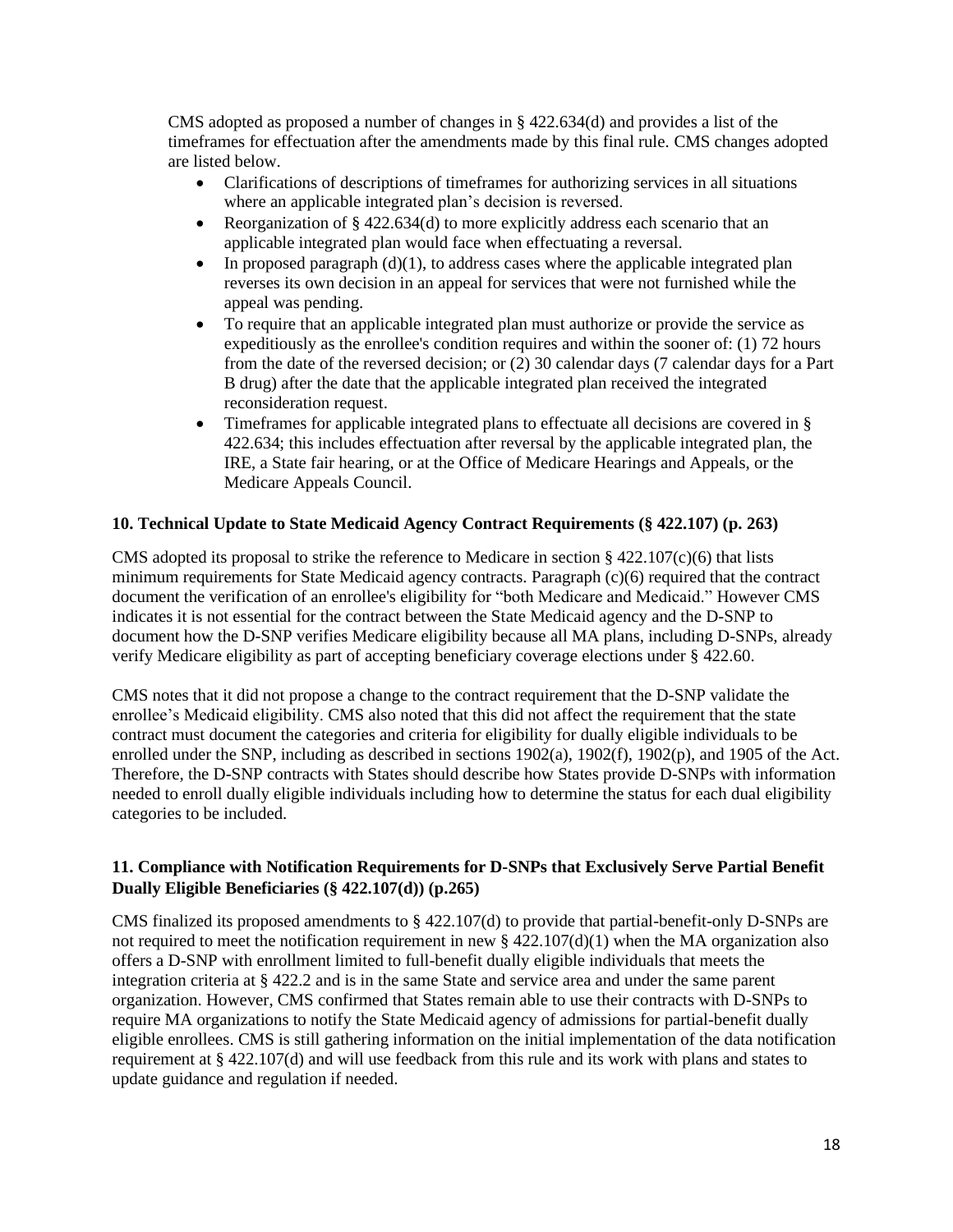CMS adopted as proposed a number of changes in § 422.634(d) and provides a list of the timeframes for effectuation after the amendments made by this final rule. CMS changes adopted are listed below.

- Clarifications of descriptions of timeframes for authorizing services in all situations where an applicable integrated plan's decision is reversed.
- Reorganization of § 422.634(d) to more explicitly address each scenario that an applicable integrated plan would face when effectuating a reversal.
- In proposed paragraph (d)(1), to address cases where the applicable integrated plan reverses its own decision in an appeal for services that were not furnished while the appeal was pending.
- To require that an applicable integrated plan must authorize or provide the service as expeditiously as the enrollee's condition requires and within the sooner of: (1) 72 hours from the date of the reversed decision; or (2) 30 calendar days (7 calendar days for a Part B drug) after the date that the applicable integrated plan received the integrated reconsideration request.
- Timeframes for applicable integrated plans to effectuate all decisions are covered in § 422.634; this includes effectuation after reversal by the applicable integrated plan, the IRE, a State fair hearing, or at the Office of Medicare Hearings and Appeals, or the Medicare Appeals Council.

### 10. Technical Update to State Medicaid Agency Contract Requirements (§ 422.107) (p. 263)

CMS adopted its proposal to strike the reference to Medicare in section § 422.107(c)(6) that lists minimum requirements for State Medicaid agency contracts. Paragraph (c)(6) required that the contract document the verification of an enrollee's eligibility for "both Medicare and Medicaid." However CMS indicates it is not essential for the contract between the State Medicaid agency and the D-SNP to document how the D-SNP verifies Medicare eligibility because all MA plans, including D-SNPs, already verify Medicare eligibility as part of accepting beneficiary coverage elections under § 422.60.

CMS notes that it did not propose a change to the contract requirement that the D-SNP validate the enrollee's Medicaid eligibility. CMS also noted that this did not affect the requirement that the state contract must document the categories and criteria for eligibility for dually eligible individuals to be enrolled under the SNP, including as described in sections 1902(a), 1902(f), 1902(p), and 1905 of the Act. Therefore, the D-SNP contracts with States should describe how States provide D-SNPs with information needed to enroll dually eligible individuals including how to determine the status for each dual eligibility categories to be included.

### 11. Compliance with Notification Requirements for D-SNPs that Exclusively Serve Partial Benefit Dually Eligible Beneficiaries (§ 422.107(d)) (p.265)

CMS finalized its proposed amendments to § 422.107(d) to provide that partial-benefit-only D-SNPs are not required to meet the notification requirement in new § 422.107(d)(1) when the MA organization also offers a D-SNP with enrollment limited to full-benefit dually eligible individuals that meets the integration criteria at § 422.2 and is in the same State and service area and under the same parent organization. However, CMS confirmed that States remain able to use their contracts with D-SNPs to require MA organizations to notify the State Medicaid agency of admissions for partial-benefit dually eligible enrollees. CMS is still gathering information on the initial implementation of the data notification requirement at § 422.107(d) and will use feedback from this rule and its work with plans and states to update guidance and regulation if needed.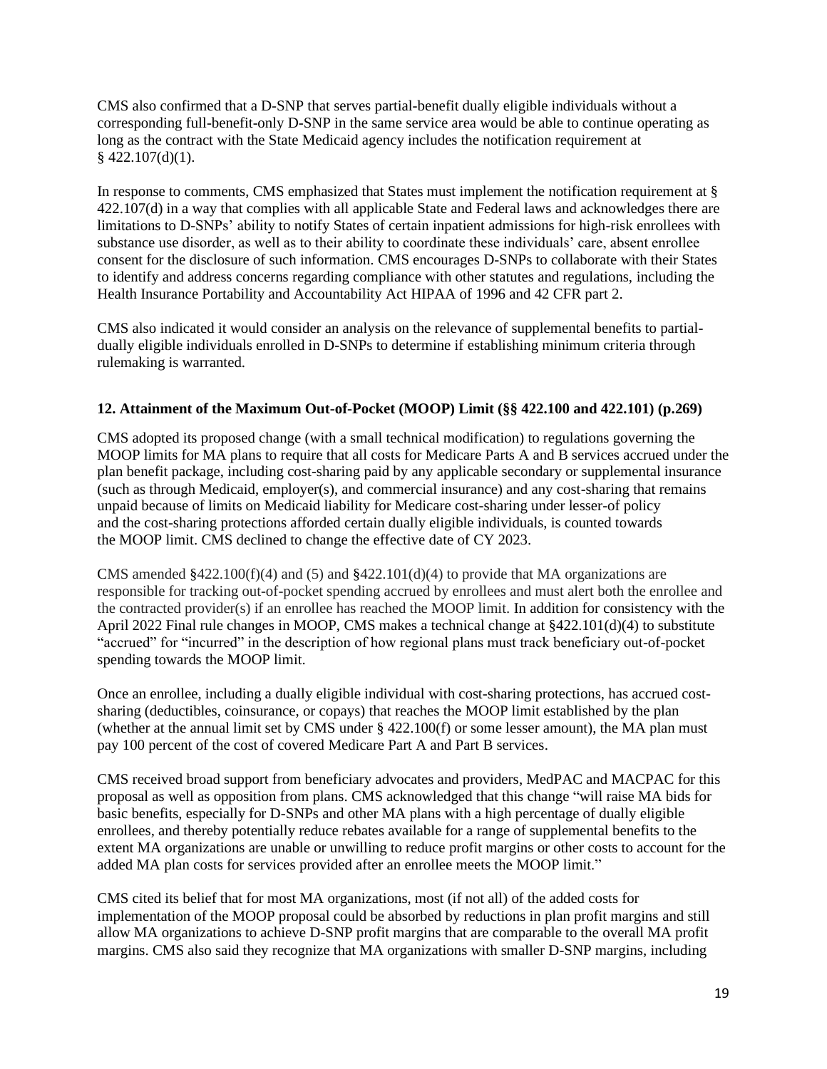CMS also confirmed that a D-SNP that serves partial-benefit dually eligible individuals without a corresponding full-benefit-only D-SNP in the same service area would be able to continue operating as long as the contract with the State Medicaid agency includes the notification requirement at § 422.107(d)(1).

In response to comments, CMS emphasized that States must implement the notification requirement at § 422.107(d) in a way that complies with all applicable State and Federal laws and acknowledges there are limitations to D-SNPs' ability to notify States of certain inpatient admissions for high-risk enrollees with substance use disorder, as well as to their ability to coordinate these individuals' care, absent enrollee consent for the disclosure of such information. CMS encourages D-SNPs to collaborate with their States to identify and address concerns regarding compliance with other statutes and regulations, including the Health Insurance Portability and Accountability Act HIPAA of 1996 and 42 CFR part 2.

CMS also indicated it would consider an analysis on the relevance of supplemental benefits to partial-dually eligible individuals enrolled in D-SNPs to determine if establishing minimum criteria through rulemaking is warranted.

**12. Attainment of the Maximum Out-of-Pocket (MOOP) Limit (§§ 422.100 and 422.101) (p.269)**

CMS adopted its proposed change (with a small technical modification) to regulations governing the MOOP limits for MA plans to require that all costs for Medicare Parts A and B services accrued under the plan benefit package, including cost-sharing paid by any applicable secondary or supplemental insurance (such as through Medicaid, employer(s), and commercial insurance) and any cost-sharing that remains unpaid because of limits on Medicaid liability for Medicare cost-sharing under lesser-of policy and the cost-sharing protections afforded certain dually eligible individuals, is counted towards the MOOP limit. CMS declined to change the effective date of CY 2023.

CMS amended §422.100(f)(4) and (5) and §422.101(d)(4) to provide that MA organizations are responsible for tracking out-of-pocket spending accrued by enrollees and must alert both the enrollee and the contracted provider(s) if an enrollee has reached the MOOP limit. In addition for consistency with the April 2022 Final rule changes in MOOP, CMS makes a technical change at §422.101(d)(4) to substitute "accrued" for "incurred" in the description of how regional plans must track beneficiary out-of-pocket spending towards the MOOP limit.

Once an enrollee, including a dually eligible individual with cost-sharing protections, has accrued cost-sharing (deductibles, coinsurance, or copays) that reaches the MOOP limit established by the plan (whether at the annual limit set by CMS under § 422.100(f) or some lesser amount), the MA plan must pay 100 percent of the cost of covered Medicare Part A and Part B services.

CMS received broad support from beneficiary advocates and providers, MedPAC and MACPAC for this proposal as well as opposition from plans. CMS acknowledged that this change "will raise MA bids for basic benefits, especially for D-SNPs and other MA plans with a high percentage of dually eligible enrollees, and thereby potentially reduce rebates available for a range of supplemental benefits to the extent MA organizations are unable or unwilling to reduce profit margins or other costs to account for the added MA plan costs for services provided after an enrollee meets the MOOP limit."

CMS cited its belief that for most MA organizations, most (if not all) of the added costs for implementation of the MOOP proposal could be absorbed by reductions in plan profit margins and still allow MA organizations to achieve D-SNP profit margins that are comparable to the overall MA profit margins. CMS also said they recognize that MA organizations with smaller D-SNP margins, including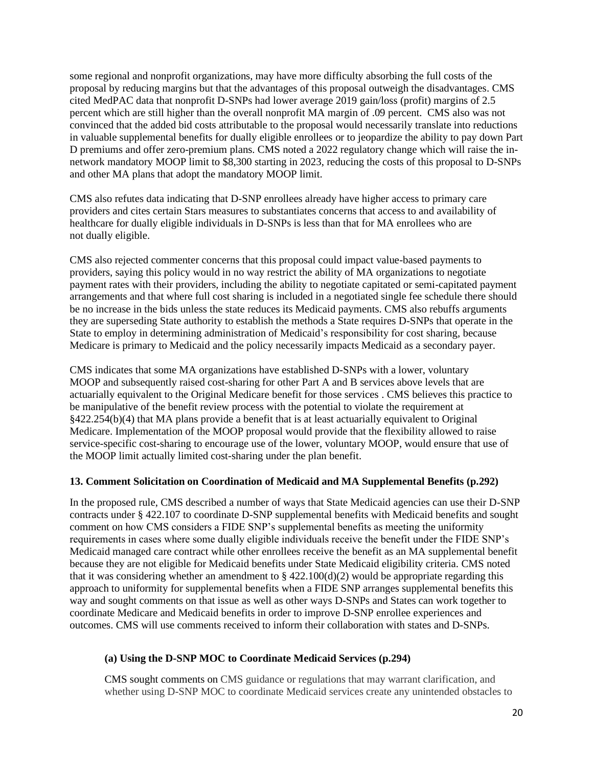some regional and nonprofit organizations, may have more difficulty absorbing the full costs of the proposal by reducing margins but that the advantages of this proposal outweigh the disadvantages. CMS cited MedPAC data that nonprofit D-SNPs had lower average 2019 gain/loss (profit) margins of 2.5 percent which are still higher than the overall nonprofit MA margin of .09 percent. CMS also was not convinced that the added bid costs attributable to the proposal would necessarily translate into reductions in valuable supplemental benefits for dually eligible enrollees or to jeopardize the ability to pay down Part D premiums and offer zero-premium plans. CMS noted a 2022 regulatory change which will raise the in-network mandatory MOOP limit to $8,300 starting in 2023, reducing the costs of this proposal to D-SNPs and other MA plans that adopt the mandatory MOOP limit.

CMS also refutes data indicating that D-SNP enrollees already have higher access to primary care providers and cites certain Stars measures to substantiates concerns that access to and availability of healthcare for dually eligible individuals in D-SNPs is less than that for MA enrollees who are not dually eligible.

CMS also rejected commenter concerns that this proposal could impact value-based payments to providers, saying this policy would in no way restrict the ability of MA organizations to negotiate payment rates with their providers, including the ability to negotiate capitated or semi-capitated payment arrangements and that where full cost sharing is included in a negotiated single fee schedule there should be no increase in the bids unless the state reduces its Medicaid payments. CMS also rebuffs arguments they are superseding State authority to establish the methods a State requires D-SNPs that operate in the State to employ in determining administration of Medicaid's responsibility for cost sharing, because Medicare is primary to Medicaid and the policy necessarily impacts Medicaid as a secondary payer.

CMS indicates that some MA organizations have established D-SNPs with a lower, voluntary MOOP and subsequently raised cost-sharing for other Part A and B services above levels that are actuarially equivalent to the Original Medicare benefit for those services . CMS believes this practice to be manipulative of the benefit review process with the potential to violate the requirement at §422.254(b)(4) that MA plans provide a benefit that is at least actuarially equivalent to Original Medicare. Implementation of the MOOP proposal would provide that the flexibility allowed to raise service-specific cost-sharing to encourage use of the lower, voluntary MOOP, would ensure that use of the MOOP limit actually limited cost-sharing under the plan benefit.

**13. Comment Solicitation on Coordination of Medicaid and MA Supplemental Benefits (p.292)**

In the proposed rule, CMS described a number of ways that State Medicaid agencies can use their D-SNP contracts under § 422.107 to coordinate D-SNP supplemental benefits with Medicaid benefits and sought comment on how CMS considers a FIDE SNP's supplemental benefits as meeting the uniformity requirements in cases where some dually eligible individuals receive the benefit under the FIDE SNP's Medicaid managed care contract while other enrollees receive the benefit as an MA supplemental benefit because they are not eligible for Medicaid benefits under State Medicaid eligibility criteria. CMS noted that it was considering whether an amendment to § 422.100(d)(2) would be appropriate regarding this approach to uniformity for supplemental benefits when a FIDE SNP arranges supplemental benefits this way and sought comments on that issue as well as other ways D-SNPs and States can work together to coordinate Medicare and Medicaid benefits in order to improve D-SNP enrollee experiences and outcomes. CMS will use comments received to inform their collaboration with states and D-SNPs.

**(a) Using the D-SNP MOC to Coordinate Medicaid Services (p.294)**

CMS sought comments on CMS guidance or regulations that may warrant clarification, and whether using D-SNP MOC to coordinate Medicaid services create any unintended obstacles to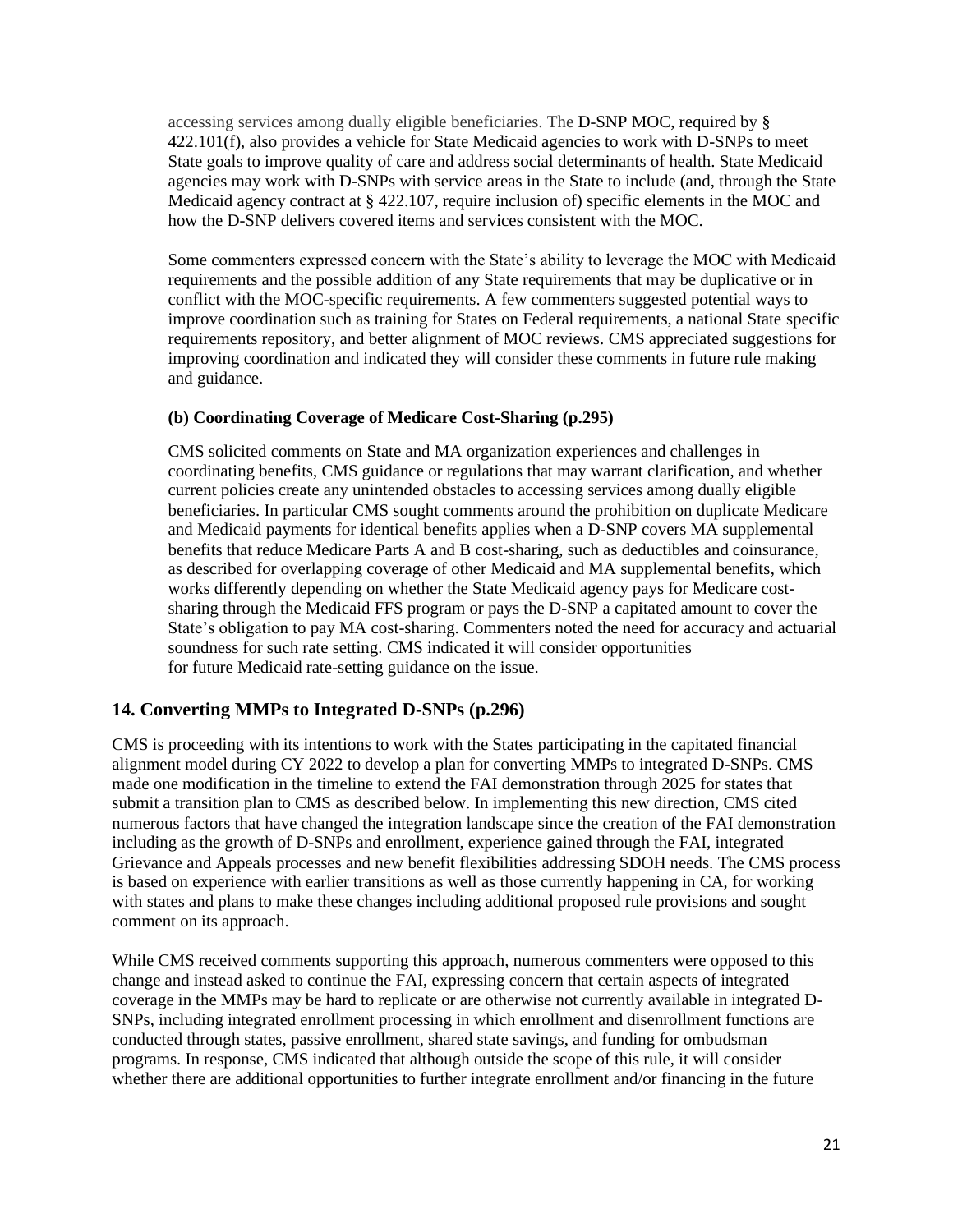accessing services among dually eligible beneficiaries. The D-SNP MOC, required by § 422.101(f), also provides a vehicle for State Medicaid agencies to work with D-SNPs to meet State goals to improve quality of care and address social determinants of health. State Medicaid agencies may work with D-SNPs with service areas in the State to include (and, through the State Medicaid agency contract at § 422.107, require inclusion of) specific elements in the MOC and how the D-SNP delivers covered items and services consistent with the MOC.

Some commenters expressed concern with the State's ability to leverage the MOC with Medicaid requirements and the possible addition of any State requirements that may be duplicative or in conflict with the MOC-specific requirements. A few commenters suggested potential ways to improve coordination such as training for States on Federal requirements, a national State specific requirements repository, and better alignment of MOC reviews. CMS appreciated suggestions for improving coordination and indicated they will consider these comments in future rule making and guidance.

**(b) Coordinating Coverage of Medicare Cost-Sharing (p.295)**

CMS solicited comments on State and MA organization experiences and challenges in coordinating benefits, CMS guidance or regulations that may warrant clarification, and whether current policies create any unintended obstacles to accessing services among dually eligible beneficiaries. In particular CMS sought comments around the prohibition on duplicate Medicare and Medicaid payments for identical benefits applies when a D-SNP covers MA supplemental benefits that reduce Medicare Parts A and B cost-sharing, such as deductibles and coinsurance, as described for overlapping coverage of other Medicaid and MA supplemental benefits, which works differently depending on whether the State Medicaid agency pays for Medicare cost-sharing through the Medicaid FFS program or pays the D-SNP a capitated amount to cover the State's obligation to pay MA cost-sharing. Commenters noted the need for accuracy and actuarial soundness for such rate setting. CMS indicated it will consider opportunities for future Medicaid rate-setting guidance on the issue.

## 14. Converting MMPs to Integrated D-SNPs (p.296)

CMS is proceeding with its intentions to work with the States participating in the capitated financial alignment model during CY 2022 to develop a plan for converting MMPs to integrated D-SNPs. CMS made one modification in the timeline to extend the FAI demonstration through 2025 for states that submit a transition plan to CMS as described below. In implementing this new direction, CMS cited numerous factors that have changed the integration landscape since the creation of the FAI demonstration including as the growth of D-SNPs and enrollment, experience gained through the FAI, integrated Grievance and Appeals processes and new benefit flexibilities addressing SDOH needs. The CMS process is based on experience with earlier transitions as well as those currently happening in CA, for working with states and plans to make these changes including additional proposed rule provisions and sought comment on its approach.

While CMS received comments supporting this approach, numerous commenters were opposed to this change and instead asked to continue the FAI, expressing concern that certain aspects of integrated coverage in the MMPs may be hard to replicate or are otherwise not currently available in integrated D-SNPs, including integrated enrollment processing in which enrollment and disenrollment functions are conducted through states, passive enrollment, shared state savings, and funding for ombudsman programs. In response, CMS indicated that although outside the scope of this rule, it will consider whether there are additional opportunities to further integrate enrollment and/or financing in the future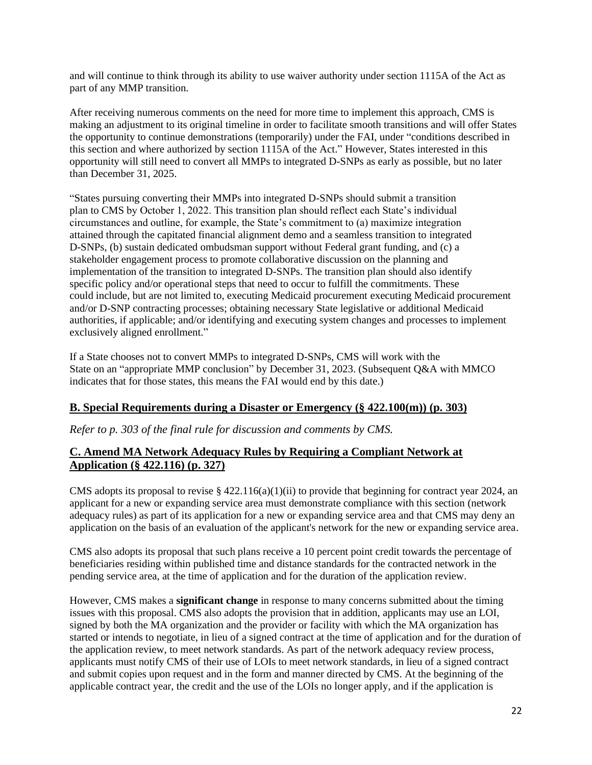and will continue to think through its ability to use waiver authority under section 1115A of the Act as part of any MMP transition.

After receiving numerous comments on the need for more time to implement this approach, CMS is making an adjustment to its original timeline in order to facilitate smooth transitions and will offer States the opportunity to continue demonstrations (temporarily) under the FAI, under "conditions described in this section and where authorized by section 1115A of the Act." However, States interested in this opportunity will still need to convert all MMPs to integrated D-SNPs as early as possible, but no later than December 31, 2025.

"States pursuing converting their MMPs into integrated D-SNPs should submit a transition plan to CMS by October 1, 2022. This transition plan should reflect each State's individual circumstances and outline, for example, the State's commitment to (a) maximize integration attained through the capitated financial alignment demo and a seamless transition to integrated D-SNPs, (b) sustain dedicated ombudsman support without Federal grant funding, and (c) a stakeholder engagement process to promote collaborative discussion on the planning and implementation of the transition to integrated D-SNPs. The transition plan should also identify specific policy and/or operational steps that need to occur to fulfill the commitments. These could include, but are not limited to, executing Medicaid procurement executing Medicaid procurement and/or D-SNP contracting processes; obtaining necessary State legislative or additional Medicaid authorities, if applicable; and/or identifying and executing system changes and processes to implement exclusively aligned enrollment."

If a State chooses not to convert MMPs to integrated D-SNPs, CMS will work with the State on an "appropriate MMP conclusion" by December 31, 2023. (Subsequent Q&A with MMCO indicates that for those states, this means the FAI would end by this date.)

## B. Special Requirements during a Disaster or Emergency (§ 422.100(m)) (p. 303)

*Refer to p. 303 of the final rule for discussion and comments by CMS.*

## C. Amend MA Network Adequacy Rules by Requiring a Compliant Network at Application (§ 422.116) (p. 327)

CMS adopts its proposal to revise § 422.116(a)(1)(ii) to provide that beginning for contract year 2024, an applicant for a new or expanding service area must demonstrate compliance with this section (network adequacy rules) as part of its application for a new or expanding service area and that CMS may deny an application on the basis of an evaluation of the applicant's network for the new or expanding service area.

CMS also adopts its proposal that such plans receive a 10 percent point credit towards the percentage of beneficiaries residing within published time and distance standards for the contracted network in the pending service area, at the time of application and for the duration of the application review.

However, CMS makes a **significant change** in response to many concerns submitted about the timing issues with this proposal. CMS also adopts the provision that in addition, applicants may use an LOI, signed by both the MA organization and the provider or facility with which the MA organization has started or intends to negotiate, in lieu of a signed contract at the time of application and for the duration of the application review, to meet network standards. As part of the network adequacy review process, applicants must notify CMS of their use of LOIs to meet network standards, in lieu of a signed contract and submit copies upon request and in the form and manner directed by CMS. At the beginning of the applicable contract year, the credit and the use of the LOIs no longer apply, and if the application is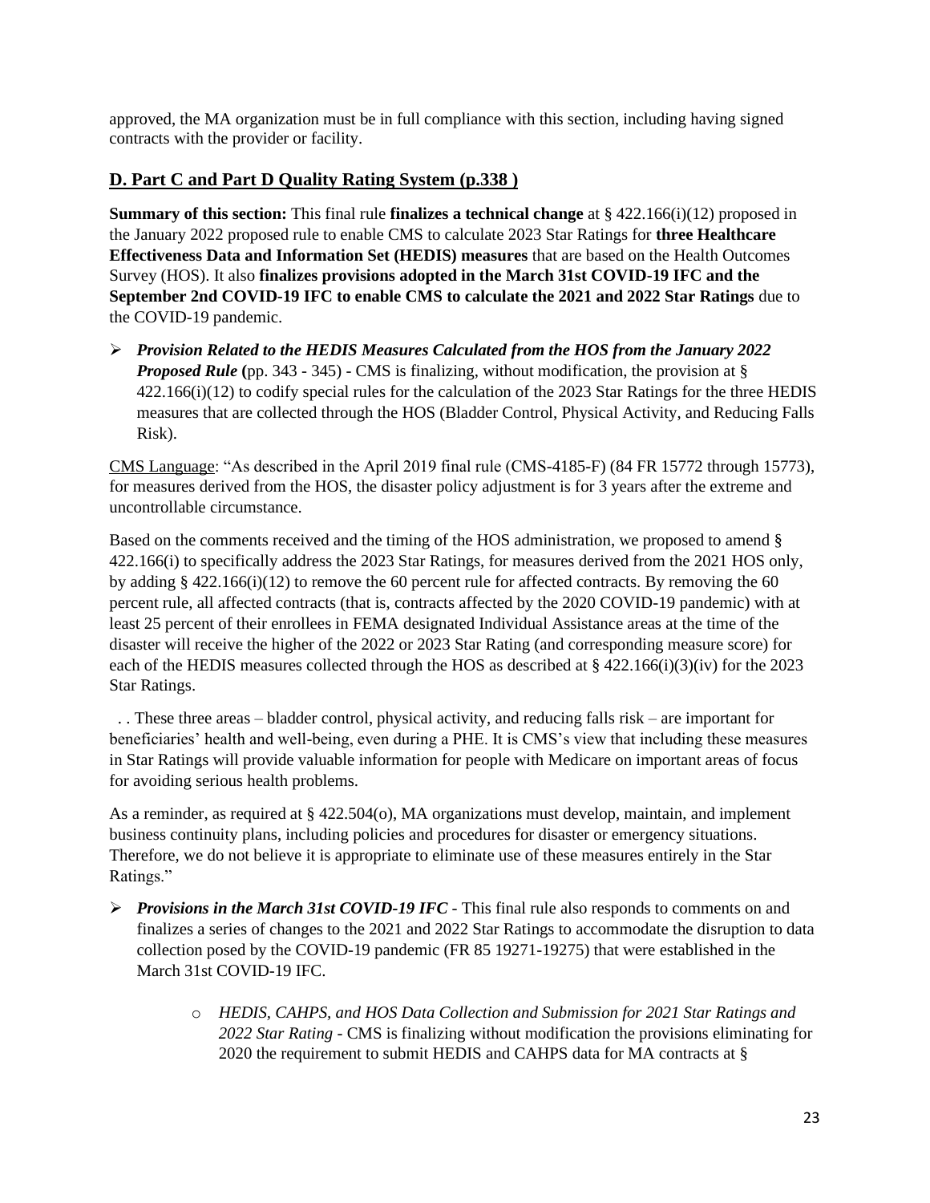approved, the MA organization must be in full compliance with this section, including having signed contracts with the provider or facility.

## D. Part C and Part D Quality Rating System (p.338 )

**Summary of this section:** This final rule **finalizes a technical change** at § 422.166(i)(12) proposed in the January 2022 proposed rule to enable CMS to calculate 2023 Star Ratings for **three Healthcare Effectiveness Data and Information Set (HEDIS) measures** that are based on the Health Outcomes Survey (HOS). It also **finalizes provisions adopted in the March 31st COVID-19 IFC and the September 2nd COVID-19 IFC to enable CMS to calculate the 2021 and 2022 Star Ratings** due to the COVID-19 pandemic.

- ***Provision Related to the HEDIS Measures Calculated from the HOS from the January 2022 Proposed Rule*** **(**pp. 343 - 345) - CMS is finalizing, without modification, the provision at § 422.166(i)(12) to codify special rules for the calculation of the 2023 Star Ratings for the three HEDIS measures that are collected through the HOS (Bladder Control, Physical Activity, and Reducing Falls Risk).

<u>CMS Language</u>: "As described in the April 2019 final rule (CMS-4185-F) (84 FR 15772 through 15773), for measures derived from the HOS, the disaster policy adjustment is for 3 years after the extreme and uncontrollable circumstance.

Based on the comments received and the timing of the HOS administration, we proposed to amend § 422.166(i) to specifically address the 2023 Star Ratings, for measures derived from the 2021 HOS only, by adding § 422.166(i)(12) to remove the 60 percent rule for affected contracts. By removing the 60 percent rule, all affected contracts (that is, contracts affected by the 2020 COVID-19 pandemic) with at least 25 percent of their enrollees in FEMA designated Individual Assistance areas at the time of the disaster will receive the higher of the 2022 or 2023 Star Rating (and corresponding measure score) for each of the HEDIS measures collected through the HOS as described at § 422.166(i)(3)(iv) for the 2023 Star Ratings.

. . These three areas – bladder control, physical activity, and reducing falls risk – are important for beneficiaries' health and well-being, even during a PHE. It is CMS's view that including these measures in Star Ratings will provide valuable information for people with Medicare on important areas of focus for avoiding serious health problems.

As a reminder, as required at § 422.504(o), MA organizations must develop, maintain, and implement business continuity plans, including policies and procedures for disaster or emergency situations. Therefore, we do not believe it is appropriate to eliminate use of these measures entirely in the Star Ratings."

- ***Provisions in the March 31st COVID-19 IFC*** - This final rule also responds to comments on and finalizes a series of changes to the 2021 and 2022 Star Ratings to accommodate the disruption to data collection posed by the COVID-19 pandemic (FR 85 19271-19275) that were established in the March 31st COVID-19 IFC.
    - *HEDIS, CAHPS, and HOS Data Collection and Submission for 2021 Star Ratings and 2022 Star Rating* - CMS is finalizing without modification the provisions eliminating for 2020 the requirement to submit HEDIS and CAHPS data for MA contracts at §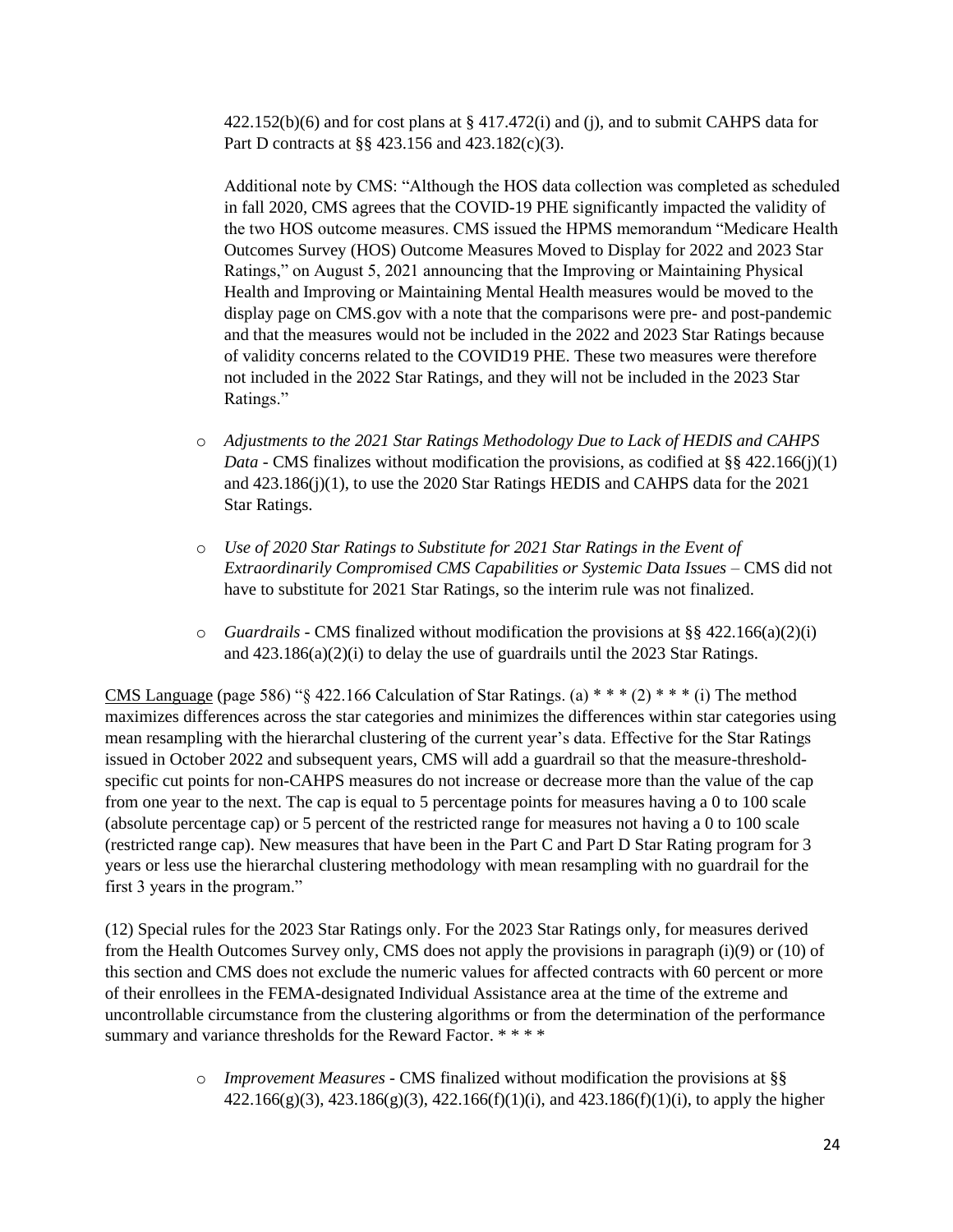422.152(b)(6) and for cost plans at § 417.472(i) and (j), and to submit CAHPS data for Part D contracts at §§ 423.156 and 423.182(c)(3).

Additional note by CMS: "Although the HOS data collection was completed as scheduled in fall 2020, CMS agrees that the COVID-19 PHE significantly impacted the validity of the two HOS outcome measures. CMS issued the HPMS memorandum "Medicare Health Outcomes Survey (HOS) Outcome Measures Moved to Display for 2022 and 2023 Star Ratings," on August 5, 2021 announcing that the Improving or Maintaining Physical Health and Improving or Maintaining Mental Health measures would be moved to the display page on CMS.gov with a note that the comparisons were pre- and post-pandemic and that the measures would not be included in the 2022 and 2023 Star Ratings because of validity concerns related to the COVID19 PHE. These two measures were therefore not included in the 2022 Star Ratings, and they will not be included in the 2023 Star Ratings."

- *Adjustments to the 2021 Star Ratings Methodology Due to Lack of HEDIS and CAHPS Data* - CMS finalizes without modification the provisions, as codified at §§ 422.166(j)(1) and 423.186(j)(1), to use the 2020 Star Ratings HEDIS and CAHPS data for the 2021 Star Ratings.

- *Use of 2020 Star Ratings to Substitute for 2021 Star Ratings in the Event of Extraordinarily Compromised CMS Capabilities or Systemic Data Issues* – CMS did not have to substitute for 2021 Star Ratings, so the interim rule was not finalized.

- *Guardrails* - CMS finalized without modification the provisions at §§ 422.166(a)(2)(i) and 423.186(a)(2)(i) to delay the use of guardrails until the 2023 Star Ratings.

<u>CMS Language</u> (page 586) "§ 422.166 Calculation of Star Ratings. (a) * * * (2) * * * (i) The method maximizes differences across the star categories and minimizes the differences within star categories using mean resampling with the hierarchal clustering of the current year's data. Effective for the Star Ratings issued in October 2022 and subsequent years, CMS will add a guardrail so that the measure-threshold-specific cut points for non-CAHPS measures do not increase or decrease more than the value of the cap from one year to the next. The cap is equal to 5 percentage points for measures having a 0 to 100 scale (absolute percentage cap) or 5 percent of the restricted range for measures not having a 0 to 100 scale (restricted range cap). New measures that have been in the Part C and Part D Star Rating program for 3 years or less use the hierarchal clustering methodology with mean resampling with no guardrail for the first 3 years in the program."

(12) Special rules for the 2023 Star Ratings only. For the 2023 Star Ratings only, for measures derived from the Health Outcomes Survey only, CMS does not apply the provisions in paragraph (i)(9) or (10) of this section and CMS does not exclude the numeric values for affected contracts with 60 percent or more of their enrollees in the FEMA-designated Individual Assistance area at the time of the extreme and uncontrollable circumstance from the clustering algorithms or from the determination of the performance summary and variance thresholds for the Reward Factor. * * * *

- *Improvement Measures* - CMS finalized without modification the provisions at §§ 422.166(g)(3), 423.186(g)(3), 422.166(f)(1)(i), and 423.186(f)(1)(i), to apply the higher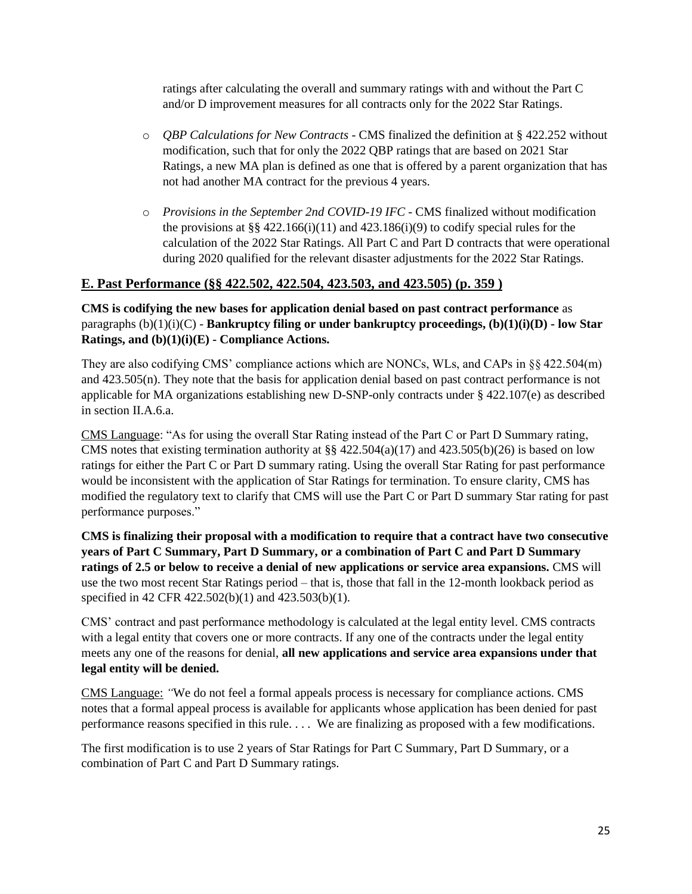ratings after calculating the overall and summary ratings with and without the Part C and/or D improvement measures for all contracts only for the 2022 Star Ratings.

- *QBP Calculations for New Contracts* - CMS finalized the definition at § 422.252 without modification, such that for only the 2022 QBP ratings that are based on 2021 Star Ratings, a new MA plan is defined as one that is offered by a parent organization that has not had another MA contract for the previous 4 years.

- *Provisions in the September 2nd COVID-19 IFC* - CMS finalized without modification the provisions at §§ 422.166(i)(11) and 423.186(i)(9) to codify special rules for the calculation of the 2022 Star Ratings. All Part C and Part D contracts that were operational during 2020 qualified for the relevant disaster adjustments for the 2022 Star Ratings.

## **E. Past Performance (§§ 422.502, 422.504, 423.503, and 423.505) (p. 359 )**

**CMS is codifying the new bases for application denial based on past contract performance** as paragraphs (b)(1)(i)(C) - **Bankruptcy filing or under bankruptcy proceedings, (b)(1)(i)(D) - low Star Ratings, and (b)(1)(i)(E) - Compliance Actions.**

They are also codifying CMS' compliance actions which are NONCs, WLs, and CAPs in §§ 422.504(m) and 423.505(n). They note that the basis for application denial based on past contract performance is not applicable for MA organizations establishing new D-SNP-only contracts under § 422.107(e) as described in section II.A.6.a.

CMS Language: "As for using the overall Star Rating instead of the Part C or Part D Summary rating, CMS notes that existing termination authority at §§ 422.504(a)(17) and 423.505(b)(26) is based on low ratings for either the Part C or Part D summary rating. Using the overall Star Rating for past performance would be inconsistent with the application of Star Ratings for termination. To ensure clarity, CMS has modified the regulatory text to clarify that CMS will use the Part C or Part D summary Star rating for past performance purposes."

**CMS is finalizing their proposal with a modification to require that a contract have two consecutive years of Part C Summary, Part D Summary, or a combination of Part C and Part D Summary ratings of 2.5 or below to receive a denial of new applications or service area expansions.** CMS will use the two most recent Star Ratings period – that is, those that fall in the 12-month lookback period as specified in 42 CFR 422.502(b)(1) and 423.503(b)(1).

CMS' contract and past performance methodology is calculated at the legal entity level. CMS contracts with a legal entity that covers one or more contracts. If any one of the contracts under the legal entity meets any one of the reasons for denial, **all new applications and service area expansions under that legal entity will be denied.**

CMS Language: *"*We do not feel a formal appeals process is necessary for compliance actions. CMS notes that a formal appeal process is available for applicants whose application has been denied for past performance reasons specified in this rule. . . . We are finalizing as proposed with a few modifications.

The first modification is to use 2 years of Star Ratings for Part C Summary, Part D Summary, or a combination of Part C and Part D Summary ratings.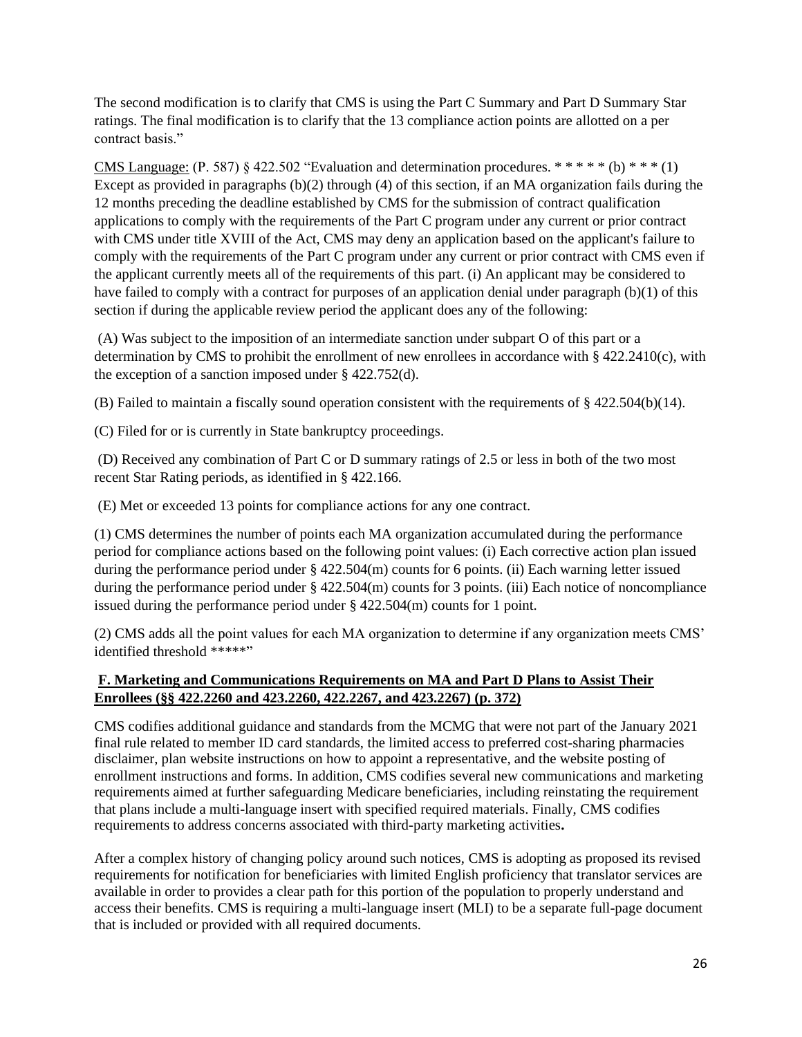The second modification is to clarify that CMS is using the Part C Summary and Part D Summary Star ratings. The final modification is to clarify that the 13 compliance action points are allotted on a per contract basis."

CMS Language: (P. 587) § 422.502 "Evaluation and determination procedures. * * * * * (b) * * * (1) Except as provided in paragraphs (b)(2) through (4) of this section, if an MA organization fails during the 12 months preceding the deadline established by CMS for the submission of contract qualification applications to comply with the requirements of the Part C program under any current or prior contract with CMS under title XVIII of the Act, CMS may deny an application based on the applicant's failure to comply with the requirements of the Part C program under any current or prior contract with CMS even if the applicant currently meets all of the requirements of this part. (i) An applicant may be considered to have failed to comply with a contract for purposes of an application denial under paragraph (b)(1) of this section if during the applicable review period the applicant does any of the following:

(A) Was subject to the imposition of an intermediate sanction under subpart O of this part or a determination by CMS to prohibit the enrollment of new enrollees in accordance with § 422.2410(c), with the exception of a sanction imposed under § 422.752(d).

(B) Failed to maintain a fiscally sound operation consistent with the requirements of § 422.504(b)(14).

(C) Filed for or is currently in State bankruptcy proceedings.

(D) Received any combination of Part C or D summary ratings of 2.5 or less in both of the two most recent Star Rating periods, as identified in § 422.166.

(E) Met or exceeded 13 points for compliance actions for any one contract.

(1) CMS determines the number of points each MA organization accumulated during the performance period for compliance actions based on the following point values: (i) Each corrective action plan issued during the performance period under § 422.504(m) counts for 6 points. (ii) Each warning letter issued during the performance period under § 422.504(m) counts for 3 points. (iii) Each notice of noncompliance issued during the performance period under § 422.504(m) counts for 1 point.

(2) CMS adds all the point values for each MA organization to determine if any organization meets CMS' identified threshold *****"

### F. Marketing and Communications Requirements on MA and Part D Plans to Assist Their Enrollees (§§ 422.2260 and 423.2260, 422.2267, and 423.2267) (p. 372)

CMS codifies additional guidance and standards from the MCMG that were not part of the January 2021 final rule related to member ID card standards, the limited access to preferred cost-sharing pharmacies disclaimer, plan website instructions on how to appoint a representative, and the website posting of enrollment instructions and forms. In addition, CMS codifies several new communications and marketing requirements aimed at further safeguarding Medicare beneficiaries, including reinstating the requirement that plans include a multi-language insert with specified required materials. Finally, CMS codifies requirements to address concerns associated with third-party marketing activities**.**

After a complex history of changing policy around such notices, CMS is adopting as proposed its revised requirements for notification for beneficiaries with limited English proficiency that translator services are available in order to provides a clear path for this portion of the population to properly understand and access their benefits. CMS is requiring a multi-language insert (MLI) to be a separate full-page document that is included or provided with all required documents.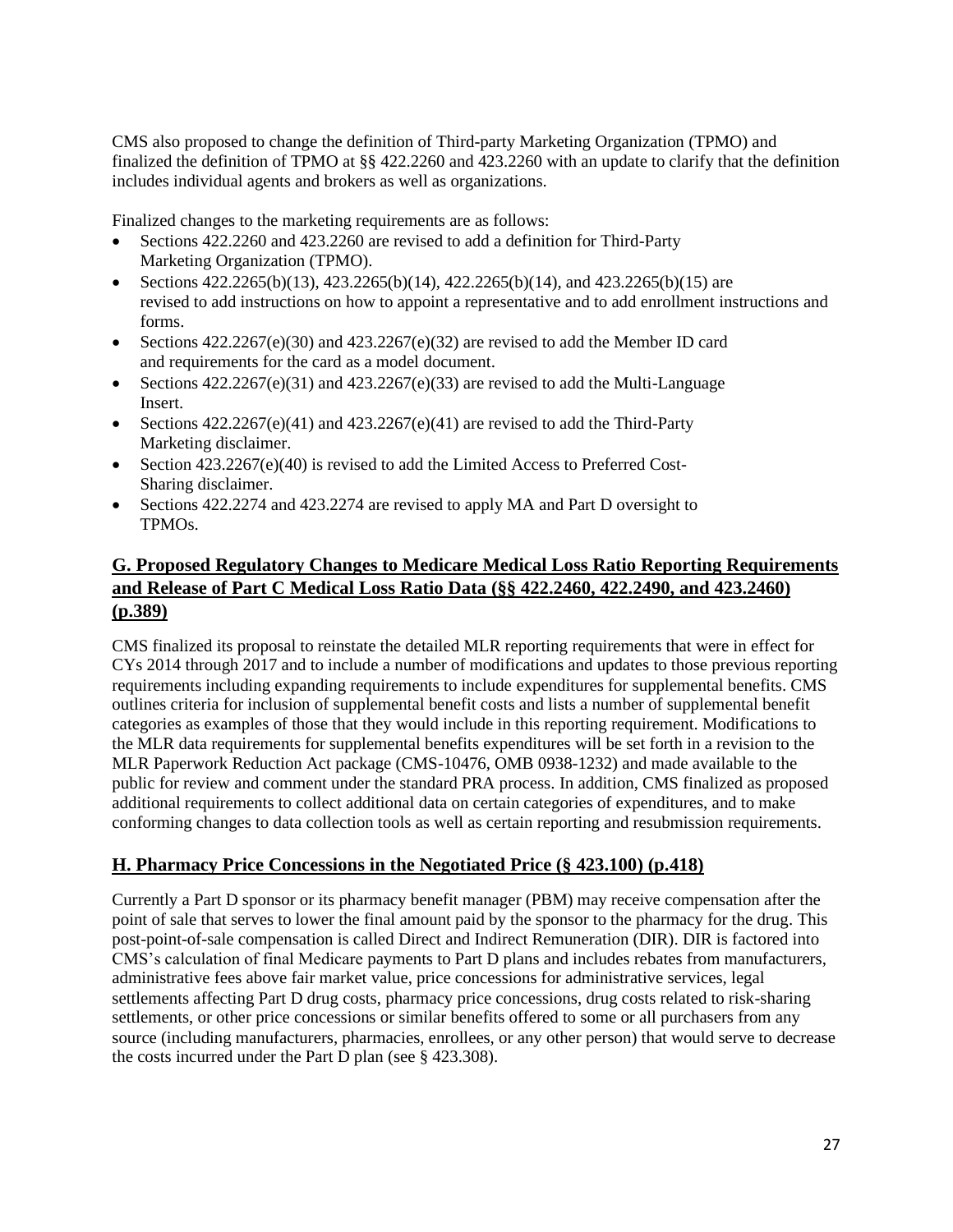CMS also proposed to change the definition of Third-party Marketing Organization (TPMO) and finalized the definition of TPMO at §§ 422.2260 and 423.2260 with an update to clarify that the definition includes individual agents and brokers as well as organizations.

Finalized changes to the marketing requirements are as follows:

- Sections 422.2260 and 423.2260 are revised to add a definition for Third-Party Marketing Organization (TPMO).
- Sections 422.2265(b)(13), 423.2265(b)(14), 422.2265(b)(14), and 423.2265(b)(15) are revised to add instructions on how to appoint a representative and to add enrollment instructions and forms.
- Sections 422.2267(e)(30) and 423.2267(e)(32) are revised to add the Member ID card and requirements for the card as a model document.
- Sections 422.2267(e)(31) and 423.2267(e)(33) are revised to add the Multi-Language Insert.
- Sections 422.2267(e)(41) and 423.2267(e)(41) are revised to add the Third-Party Marketing disclaimer.
- Section 423.2267(e)(40) is revised to add the Limited Access to Preferred Cost-Sharing disclaimer.
- Sections 422.2274 and 423.2274 are revised to apply MA and Part D oversight to TPMOs.

## G. Proposed Regulatory Changes to Medicare Medical Loss Ratio Reporting Requirements and Release of Part C Medical Loss Ratio Data (§§ 422.2460, 422.2490, and 423.2460) (p.389)

CMS finalized its proposal to reinstate the detailed MLR reporting requirements that were in effect for CYs 2014 through 2017 and to include a number of modifications and updates to those previous reporting requirements including expanding requirements to include expenditures for supplemental benefits. CMS outlines criteria for inclusion of supplemental benefit costs and lists a number of supplemental benefit categories as examples of those that they would include in this reporting requirement. Modifications to the MLR data requirements for supplemental benefits expenditures will be set forth in a revision to the MLR Paperwork Reduction Act package (CMS-10476, OMB 0938-1232) and made available to the public for review and comment under the standard PRA process. In addition, CMS finalized as proposed additional requirements to collect additional data on certain categories of expenditures, and to make conforming changes to data collection tools as well as certain reporting and resubmission requirements.

## H. Pharmacy Price Concessions in the Negotiated Price (§ 423.100) (p.418)

Currently a Part D sponsor or its pharmacy benefit manager (PBM) may receive compensation after the point of sale that serves to lower the final amount paid by the sponsor to the pharmacy for the drug. This post-point-of-sale compensation is called Direct and Indirect Remuneration (DIR). DIR is factored into CMS's calculation of final Medicare payments to Part D plans and includes rebates from manufacturers, administrative fees above fair market value, price concessions for administrative services, legal settlements affecting Part D drug costs, pharmacy price concessions, drug costs related to risk-sharing settlements, or other price concessions or similar benefits offered to some or all purchasers from any source (including manufacturers, pharmacies, enrollees, or any other person) that would serve to decrease the costs incurred under the Part D plan (see § 423.308).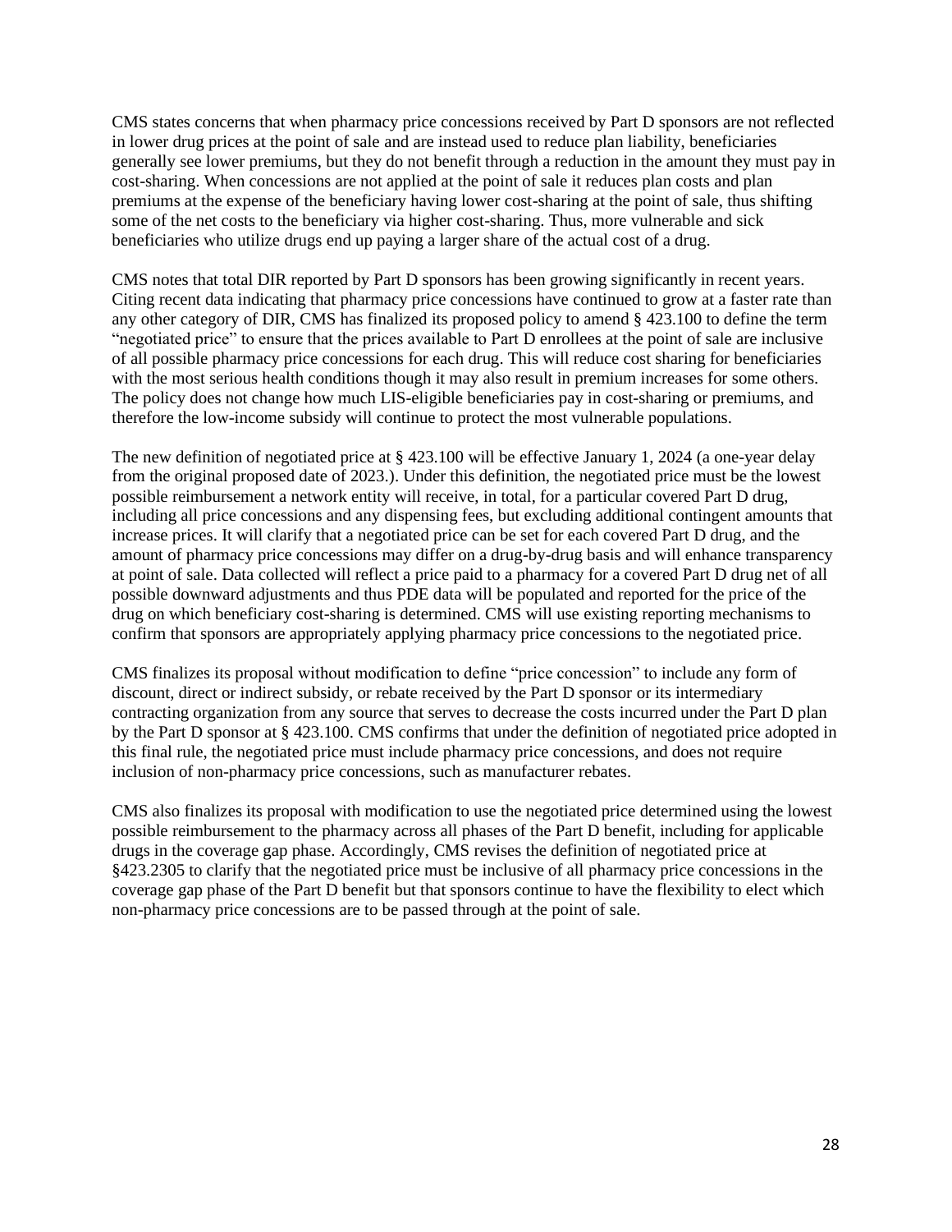CMS states concerns that when pharmacy price concessions received by Part D sponsors are not reflected in lower drug prices at the point of sale and are instead used to reduce plan liability, beneficiaries generally see lower premiums, but they do not benefit through a reduction in the amount they must pay in cost-sharing. When concessions are not applied at the point of sale it reduces plan costs and plan premiums at the expense of the beneficiary having lower cost-sharing at the point of sale, thus shifting some of the net costs to the beneficiary via higher cost-sharing. Thus, more vulnerable and sick beneficiaries who utilize drugs end up paying a larger share of the actual cost of a drug.

CMS notes that total DIR reported by Part D sponsors has been growing significantly in recent years. Citing recent data indicating that pharmacy price concessions have continued to grow at a faster rate than any other category of DIR, CMS has finalized its proposed policy to amend § 423.100 to define the term "negotiated price" to ensure that the prices available to Part D enrollees at the point of sale are inclusive of all possible pharmacy price concessions for each drug. This will reduce cost sharing for beneficiaries with the most serious health conditions though it may also result in premium increases for some others. The policy does not change how much LIS-eligible beneficiaries pay in cost-sharing or premiums, and therefore the low-income subsidy will continue to protect the most vulnerable populations.

The new definition of negotiated price at § 423.100 will be effective January 1, 2024 (a one-year delay from the original proposed date of 2023.). Under this definition, the negotiated price must be the lowest possible reimbursement a network entity will receive, in total, for a particular covered Part D drug, including all price concessions and any dispensing fees, but excluding additional contingent amounts that increase prices. It will clarify that a negotiated price can be set for each covered Part D drug, and the amount of pharmacy price concessions may differ on a drug-by-drug basis and will enhance transparency at point of sale. Data collected will reflect a price paid to a pharmacy for a covered Part D drug net of all possible downward adjustments and thus PDE data will be populated and reported for the price of the drug on which beneficiary cost-sharing is determined. CMS will use existing reporting mechanisms to confirm that sponsors are appropriately applying pharmacy price concessions to the negotiated price.

CMS finalizes its proposal without modification to define "price concession" to include any form of discount, direct or indirect subsidy, or rebate received by the Part D sponsor or its intermediary contracting organization from any source that serves to decrease the costs incurred under the Part D plan by the Part D sponsor at § 423.100. CMS confirms that under the definition of negotiated price adopted in this final rule, the negotiated price must include pharmacy price concessions, and does not require inclusion of non-pharmacy price concessions, such as manufacturer rebates.

CMS also finalizes its proposal with modification to use the negotiated price determined using the lowest possible reimbursement to the pharmacy across all phases of the Part D benefit, including for applicable drugs in the coverage gap phase. Accordingly, CMS revises the definition of negotiated price at §423.2305 to clarify that the negotiated price must be inclusive of all pharmacy price concessions in the coverage gap phase of the Part D benefit but that sponsors continue to have the flexibility to elect which non-pharmacy price concessions are to be passed through at the point of sale.